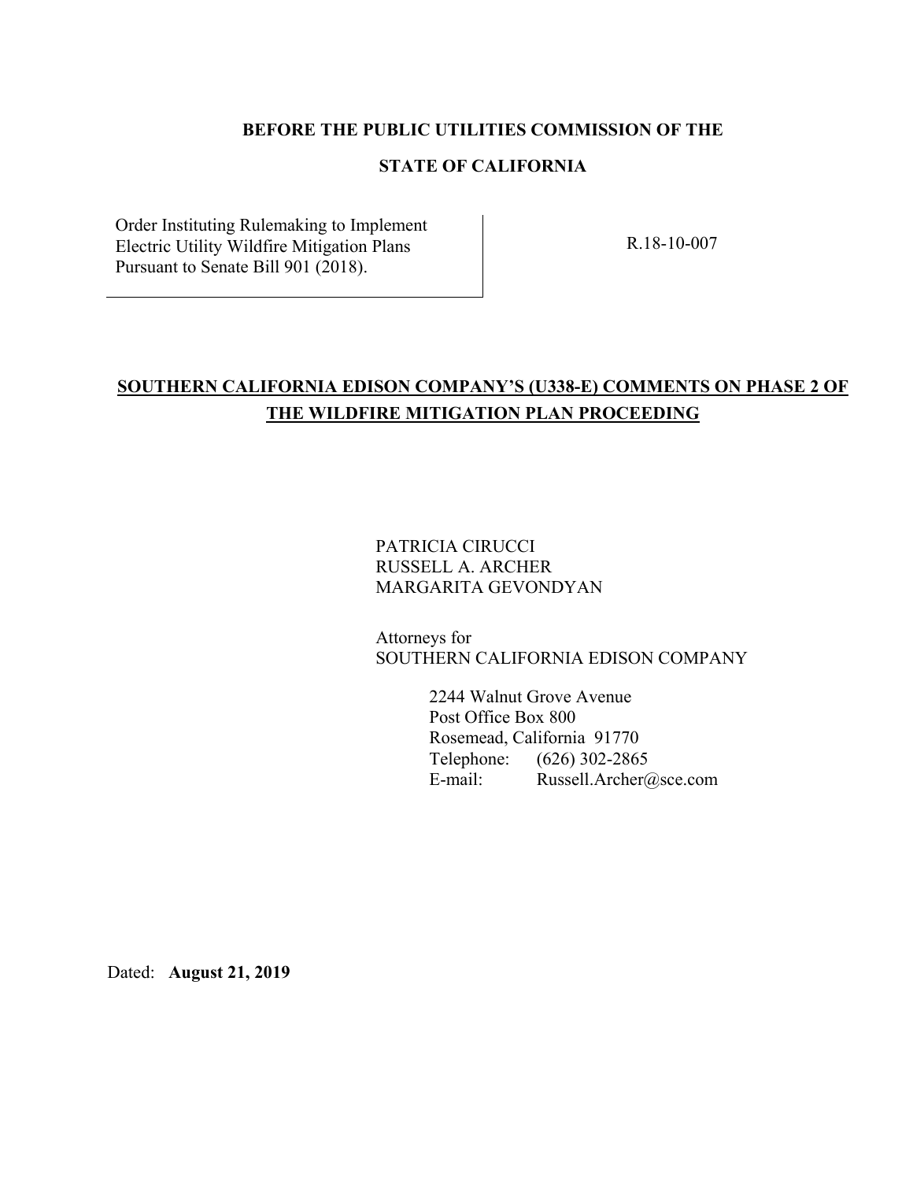**BEFORE THE PUBLIC UTILITIES COMMISSION OF THE**

**STATE OF CALIFORNIA**

| Order Instituting Rulemaking to Implement Electric Utility Wildfire Mitigation Plans Pursuant to Senate Bill 901 (2018). | R.18-10-007 |
|---|---|

**SOUTHERN CALIFORNIA EDISON COMPANY'S (U338-E) COMMENTS ON PHASE 2 OF THE WILDFIRE MITIGATION PLAN PROCEEDING**

PATRICIA CIRUCCI
RUSSELL A. ARCHER
MARGARITA GEVONDYAN

Attorneys for
SOUTHERN CALIFORNIA EDISON COMPANY

2244 Walnut Grove Avenue
Post Office Box 800
Rosemead, California 91770
Telephone: (626) 302-2865
E-mail: Russell.Archer@sce.com

Dated: **August 21, 2019**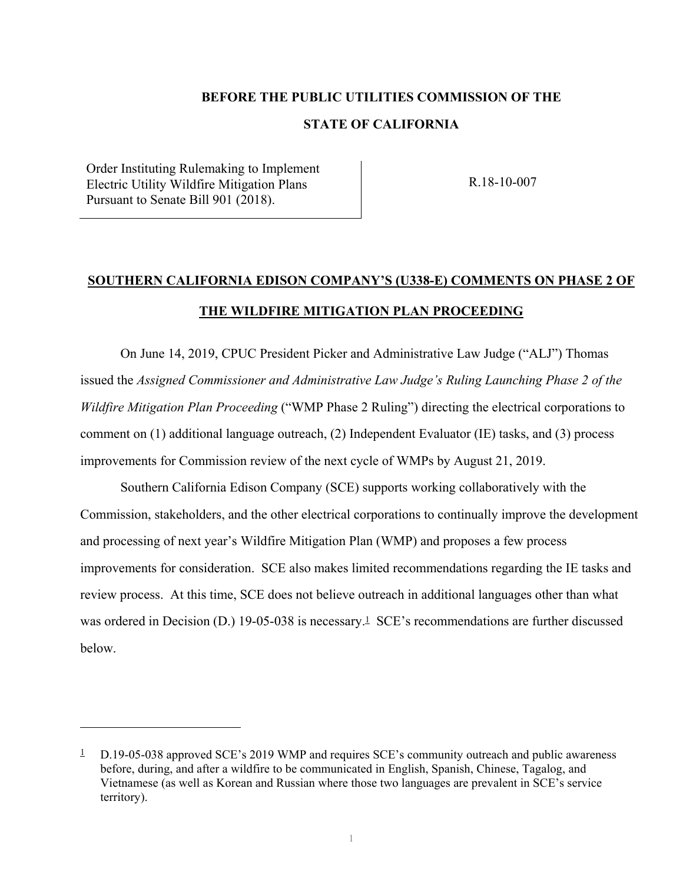**BEFORE THE PUBLIC UTILITIES COMMISSION OF THE**

**STATE OF CALIFORNIA**

| | |
|---|---|
| Order Instituting Rulemaking to Implement Electric Utility Wildfire Mitigation Plans Pursuant to Senate Bill 901 (2018). | R.18-10-007 |

**SOUTHERN CALIFORNIA EDISON COMPANY'S (U338-E) COMMENTS ON PHASE 2 OF THE WILDFIRE MITIGATION PLAN PROCEEDING**

On June 14, 2019, CPUC President Picker and Administrative Law Judge ("ALJ") Thomas issued the *Assigned Commissioner and Administrative Law Judge's Ruling Launching Phase 2 of the Wildfire Mitigation Plan Proceeding* ("WMP Phase 2 Ruling") directing the electrical corporations to comment on (1) additional language outreach, (2) Independent Evaluator (IE) tasks, and (3) process improvements for Commission review of the next cycle of WMPs by August 21, 2019.

Southern California Edison Company (SCE) supports working collaboratively with the Commission, stakeholders, and the other electrical corporations to continually improve the development and processing of next year's Wildfire Mitigation Plan (WMP) and proposes a few process improvements for consideration. SCE also makes limited recommendations regarding the IE tasks and review process. At this time, SCE does not believe outreach in additional languages other than what was ordered in Decision (D.) 19-05-038 is necessary.[1] SCE's recommendations are further discussed below.

---

[1] D.19-05-038 approved SCE's 2019 WMP and requires SCE's community outreach and public awareness before, during, and after a wildfire to be communicated in English, Spanish, Chinese, Tagalog, and Vietnamese (as well as Korean and Russian where those two languages are prevalent in SCE's service territory).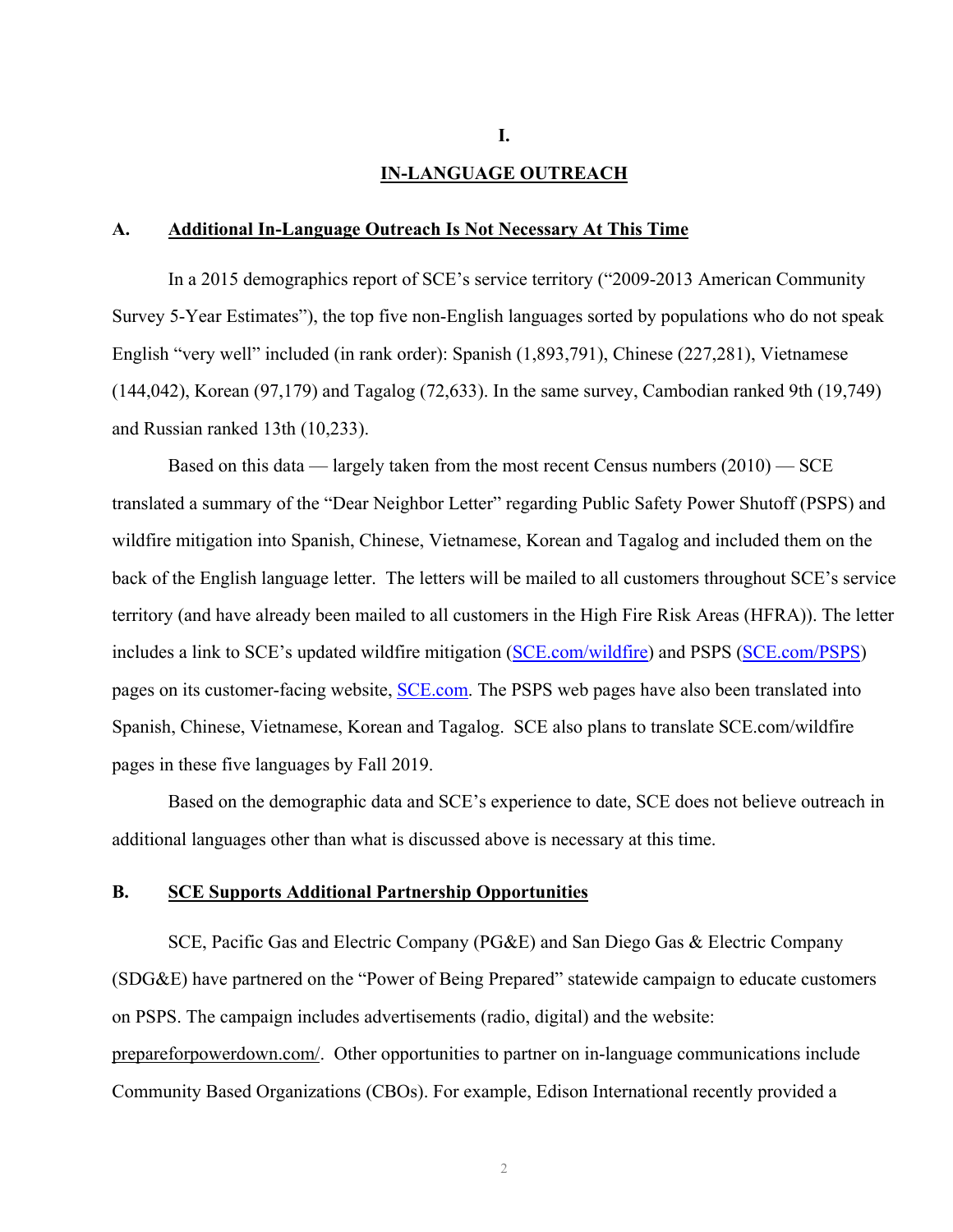# I.

# IN-LANGUAGE OUTREACH

## A. Additional In-Language Outreach Is Not Necessary At This Time

In a 2015 demographics report of SCE's service territory ("2009-2013 American Community Survey 5-Year Estimates"), the top five non-English languages sorted by populations who do not speak English "very well" included (in rank order): Spanish (1,893,791), Chinese (227,281), Vietnamese (144,042), Korean (97,179) and Tagalog (72,633). In the same survey, Cambodian ranked 9th (19,749) and Russian ranked 13th (10,233).

Based on this data — largely taken from the most recent Census numbers (2010) — SCE translated a summary of the "Dear Neighbor Letter" regarding Public Safety Power Shutoff (PSPS) and wildfire mitigation into Spanish, Chinese, Vietnamese, Korean and Tagalog and included them on the back of the English language letter. The letters will be mailed to all customers throughout SCE's service territory (and have already been mailed to all customers in the High Fire Risk Areas (HFRA)). The letter includes a link to SCE's updated wildfire mitigation (SCE.com/wildfire) and PSPS (SCE.com/PSPS) pages on its customer-facing website, SCE.com. The PSPS web pages have also been translated into Spanish, Chinese, Vietnamese, Korean and Tagalog. SCE also plans to translate SCE.com/wildfire pages in these five languages by Fall 2019.

Based on the demographic data and SCE's experience to date, SCE does not believe outreach in additional languages other than what is discussed above is necessary at this time.

## B. SCE Supports Additional Partnership Opportunities

SCE, Pacific Gas and Electric Company (PG&E) and San Diego Gas & Electric Company (SDG&E) have partnered on the "Power of Being Prepared" statewide campaign to educate customers on PSPS. The campaign includes advertisements (radio, digital) and the website: prepareforpowerdown.com/. Other opportunities to partner on in-language communications include Community Based Organizations (CBOs). For example, Edison International recently provided a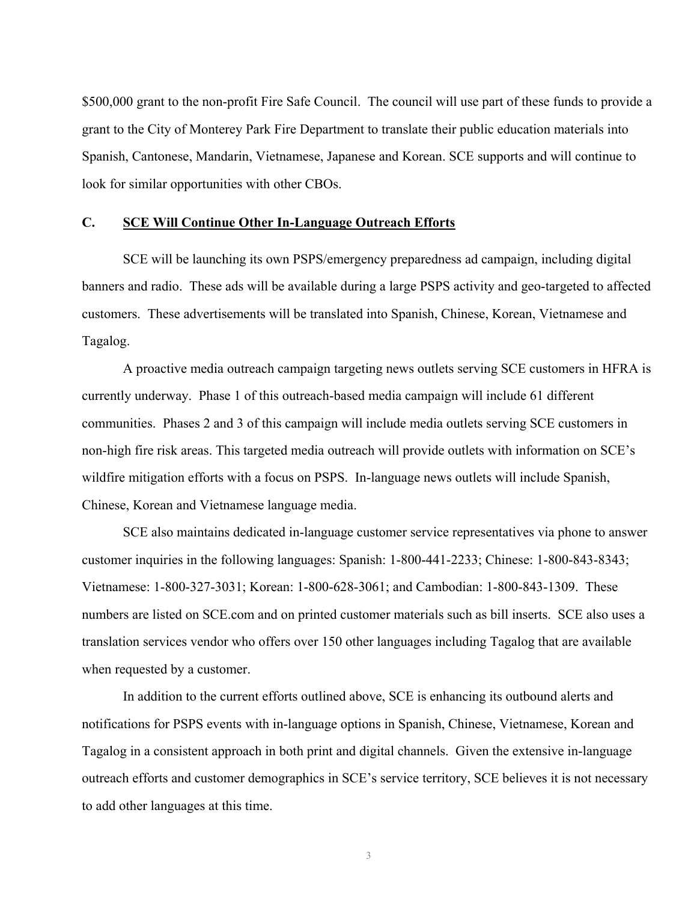$500,000 grant to the non-profit Fire Safe Council. The council will use part of these funds to provide a grant to the City of Monterey Park Fire Department to translate their public education materials into Spanish, Cantonese, Mandarin, Vietnamese, Japanese and Korean. SCE supports and will continue to look for similar opportunities with other CBOs.

### C. SCE Will Continue Other In-Language Outreach Efforts

SCE will be launching its own PSPS/emergency preparedness ad campaign, including digital banners and radio. These ads will be available during a large PSPS activity and geo-targeted to affected customers. These advertisements will be translated into Spanish, Chinese, Korean, Vietnamese and Tagalog.

A proactive media outreach campaign targeting news outlets serving SCE customers in HFRA is currently underway. Phase 1 of this outreach-based media campaign will include 61 different communities. Phases 2 and 3 of this campaign will include media outlets serving SCE customers in non-high fire risk areas. This targeted media outreach will provide outlets with information on SCE's wildfire mitigation efforts with a focus on PSPS. In-language news outlets will include Spanish, Chinese, Korean and Vietnamese language media.

SCE also maintains dedicated in-language customer service representatives via phone to answer customer inquiries in the following languages: Spanish: 1-800-441-2233; Chinese: 1-800-843-8343; Vietnamese: 1-800-327-3031; Korean: 1-800-628-3061; and Cambodian: 1-800-843-1309. These numbers are listed on SCE.com and on printed customer materials such as bill inserts. SCE also uses a translation services vendor who offers over 150 other languages including Tagalog that are available when requested by a customer.

In addition to the current efforts outlined above, SCE is enhancing its outbound alerts and notifications for PSPS events with in-language options in Spanish, Chinese, Vietnamese, Korean and Tagalog in a consistent approach in both print and digital channels. Given the extensive in-language outreach efforts and customer demographics in SCE's service territory, SCE believes it is not necessary to add other languages at this time.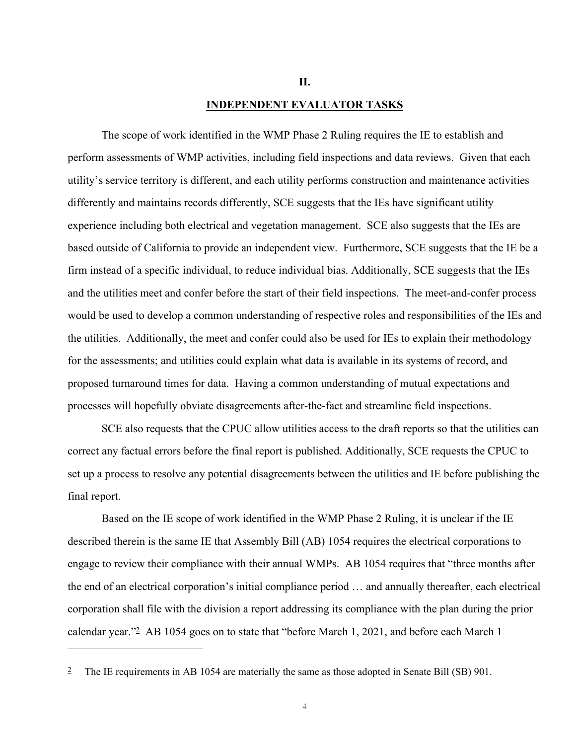## II.

## INDEPENDENT EVALUATOR TASKS

The scope of work identified in the WMP Phase 2 Ruling requires the IE to establish and perform assessments of WMP activities, including field inspections and data reviews. Given that each utility's service territory is different, and each utility performs construction and maintenance activities differently and maintains records differently, SCE suggests that the IEs have significant utility experience including both electrical and vegetation management. SCE also suggests that the IEs are based outside of California to provide an independent view. Furthermore, SCE suggests that the IE be a firm instead of a specific individual, to reduce individual bias. Additionally, SCE suggests that the IEs and the utilities meet and confer before the start of their field inspections. The meet-and-confer process would be used to develop a common understanding of respective roles and responsibilities of the IEs and the utilities. Additionally, the meet and confer could also be used for IEs to explain their methodology for the assessments; and utilities could explain what data is available in its systems of record, and proposed turnaround times for data. Having a common understanding of mutual expectations and processes will hopefully obviate disagreements after-the-fact and streamline field inspections.

SCE also requests that the CPUC allow utilities access to the draft reports so that the utilities can correct any factual errors before the final report is published. Additionally, SCE requests the CPUC to set up a process to resolve any potential disagreements between the utilities and IE before publishing the final report.

Based on the IE scope of work identified in the WMP Phase 2 Ruling, it is unclear if the IE described therein is the same IE that Assembly Bill (AB) 1054 requires the electrical corporations to engage to review their compliance with their annual WMPs. AB 1054 requires that "three months after the end of an electrical corporation's initial compliance period … and annually thereafter, each electrical corporation shall file with the division a report addressing its compliance with the plan during the prior calendar year."[2] AB 1054 goes on to state that "before March 1, 2021, and before each March 1

---

[2] The IE requirements in AB 1054 are materially the same as those adopted in Senate Bill (SB) 901.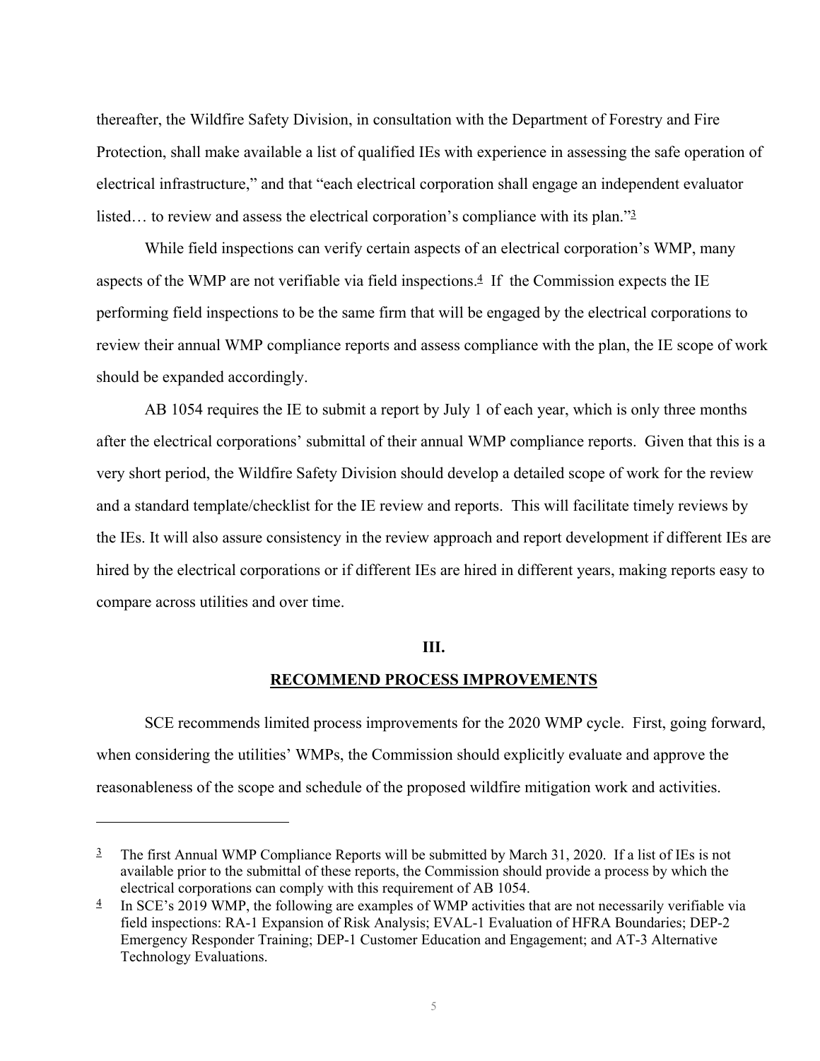thereafter, the Wildfire Safety Division, in consultation with the Department of Forestry and Fire Protection, shall make available a list of qualified IEs with experience in assessing the safe operation of electrical infrastructure," and that "each electrical corporation shall engage an independent evaluator listed… to review and assess the electrical corporation's compliance with its plan."[3]

While field inspections can verify certain aspects of an electrical corporation's WMP, many aspects of the WMP are not verifiable via field inspections.[4] If the Commission expects the IE performing field inspections to be the same firm that will be engaged by the electrical corporations to review their annual WMP compliance reports and assess compliance with the plan, the IE scope of work should be expanded accordingly.

AB 1054 requires the IE to submit a report by July 1 of each year, which is only three months after the electrical corporations' submittal of their annual WMP compliance reports. Given that this is a very short period, the Wildfire Safety Division should develop a detailed scope of work for the review and a standard template/checklist for the IE review and reports. This will facilitate timely reviews by the IEs. It will also assure consistency in the review approach and report development if different IEs are hired by the electrical corporations or if different IEs are hired in different years, making reports easy to compare across utilities and over time.

## III.

## RECOMMEND PROCESS IMPROVEMENTS

SCE recommends limited process improvements for the 2020 WMP cycle. First, going forward, when considering the utilities' WMPs, the Commission should explicitly evaluate and approve the reasonableness of the scope and schedule of the proposed wildfire mitigation work and activities.

---

[3] The first Annual WMP Compliance Reports will be submitted by March 31, 2020. If a list of IEs is not available prior to the submittal of these reports, the Commission should provide a process by which the electrical corporations can comply with this requirement of AB 1054.

[4] In SCE's 2019 WMP, the following are examples of WMP activities that are not necessarily verifiable via field inspections: RA-1 Expansion of Risk Analysis; EVAL-1 Evaluation of HFRA Boundaries; DEP-2 Emergency Responder Training; DEP-1 Customer Education and Engagement; and AT-3 Alternative Technology Evaluations.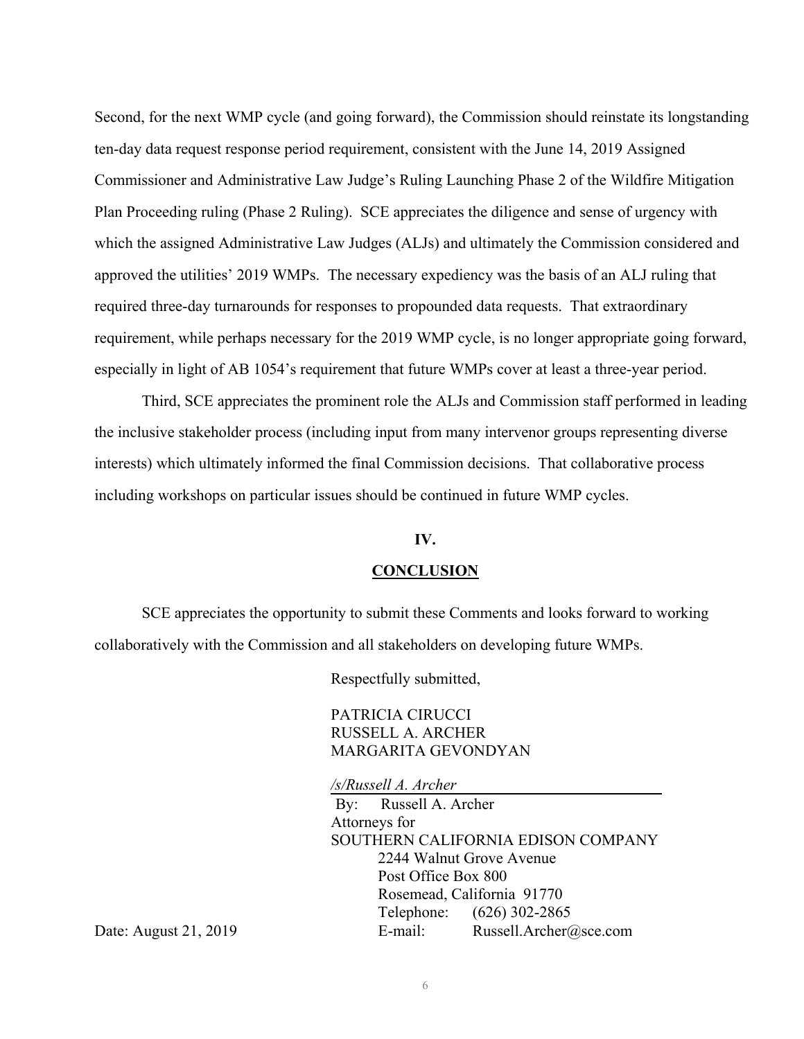Second, for the next WMP cycle (and going forward), the Commission should reinstate its longstanding ten-day data request response period requirement, consistent with the June 14, 2019 Assigned Commissioner and Administrative Law Judge's Ruling Launching Phase 2 of the Wildfire Mitigation Plan Proceeding ruling (Phase 2 Ruling). SCE appreciates the diligence and sense of urgency with which the assigned Administrative Law Judges (ALJs) and ultimately the Commission considered and approved the utilities' 2019 WMPs. The necessary expediency was the basis of an ALJ ruling that required three-day turnarounds for responses to propounded data requests. That extraordinary requirement, while perhaps necessary for the 2019 WMP cycle, is no longer appropriate going forward, especially in light of AB 1054's requirement that future WMPs cover at least a three-year period.

Third, SCE appreciates the prominent role the ALJs and Commission staff performed in leading the inclusive stakeholder process (including input from many intervenor groups representing diverse interests) which ultimately informed the final Commission decisions. That collaborative process including workshops on particular issues should be continued in future WMP cycles.

## IV.

## **CONCLUSION**

SCE appreciates the opportunity to submit these Comments and looks forward to working collaboratively with the Commission and all stakeholders on developing future WMPs.

Respectfully submitted,

PATRICIA CIRUCCI
RUSSELL A. ARCHER
MARGARITA GEVONDYAN

*/s/Russell A. Archer*
By: Russell A. Archer
Attorneys for
SOUTHERN CALIFORNIA EDISON COMPANY
2244 Walnut Grove Avenue
Post Office Box 800
Rosemead, California 91770
Telephone: (626) 302-2865
E-mail: Russell.Archer@sce.com

Date: August 21, 2019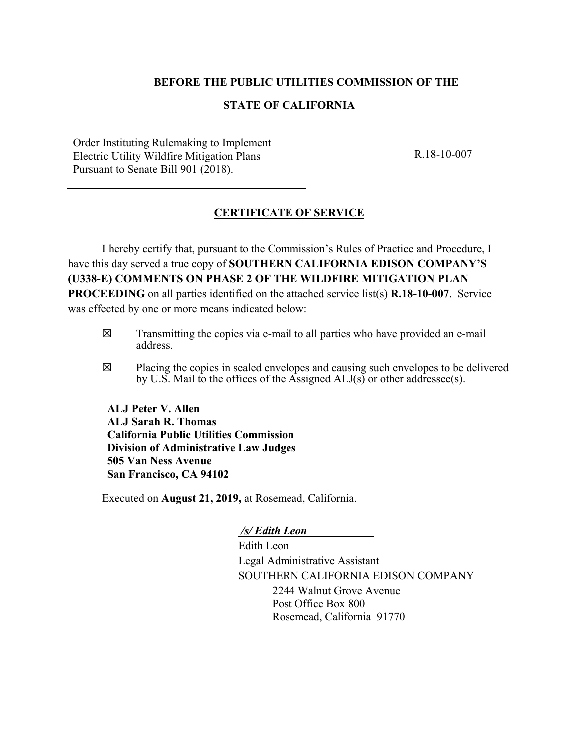**BEFORE THE PUBLIC UTILITIES COMMISSION OF THE**

**STATE OF CALIFORNIA**

| | |
|---|---|
| Order Instituting Rulemaking to Implement Electric Utility Wildfire Mitigation Plans Pursuant to Senate Bill 901 (2018). | R.18-10-007 |

## CERTIFICATE OF SERVICE

I hereby certify that, pursuant to the Commission's Rules of Practice and Procedure, I have this day served a true copy of **SOUTHERN CALIFORNIA EDISON COMPANY'S (U338-E) COMMENTS ON PHASE 2 OF THE WILDFIRE MITIGATION PLAN PROCEEDING** on all parties identified on the attached service list(s) **R.18-10-007**. Service was effected by one or more means indicated below:

☒ Transmitting the copies via e-mail to all parties who have provided an e-mail address.

☒ Placing the copies in sealed envelopes and causing such envelopes to be delivered by U.S. Mail to the offices of the Assigned ALJ(s) or other addressee(s).

**ALJ Peter V. Allen**
**ALJ Sarah R. Thomas**
**California Public Utilities Commission**
**Division of Administrative Law Judges**
**505 Van Ness Avenue**
**San Francisco, CA 94102**

Executed on **August 21, 2019,** at Rosemead, California.

***/s/ Edith Leon***
Edith Leon
Legal Administrative Assistant
SOUTHERN CALIFORNIA EDISON COMPANY
2244 Walnut Grove Avenue
Post Office Box 800
Rosemead, California 91770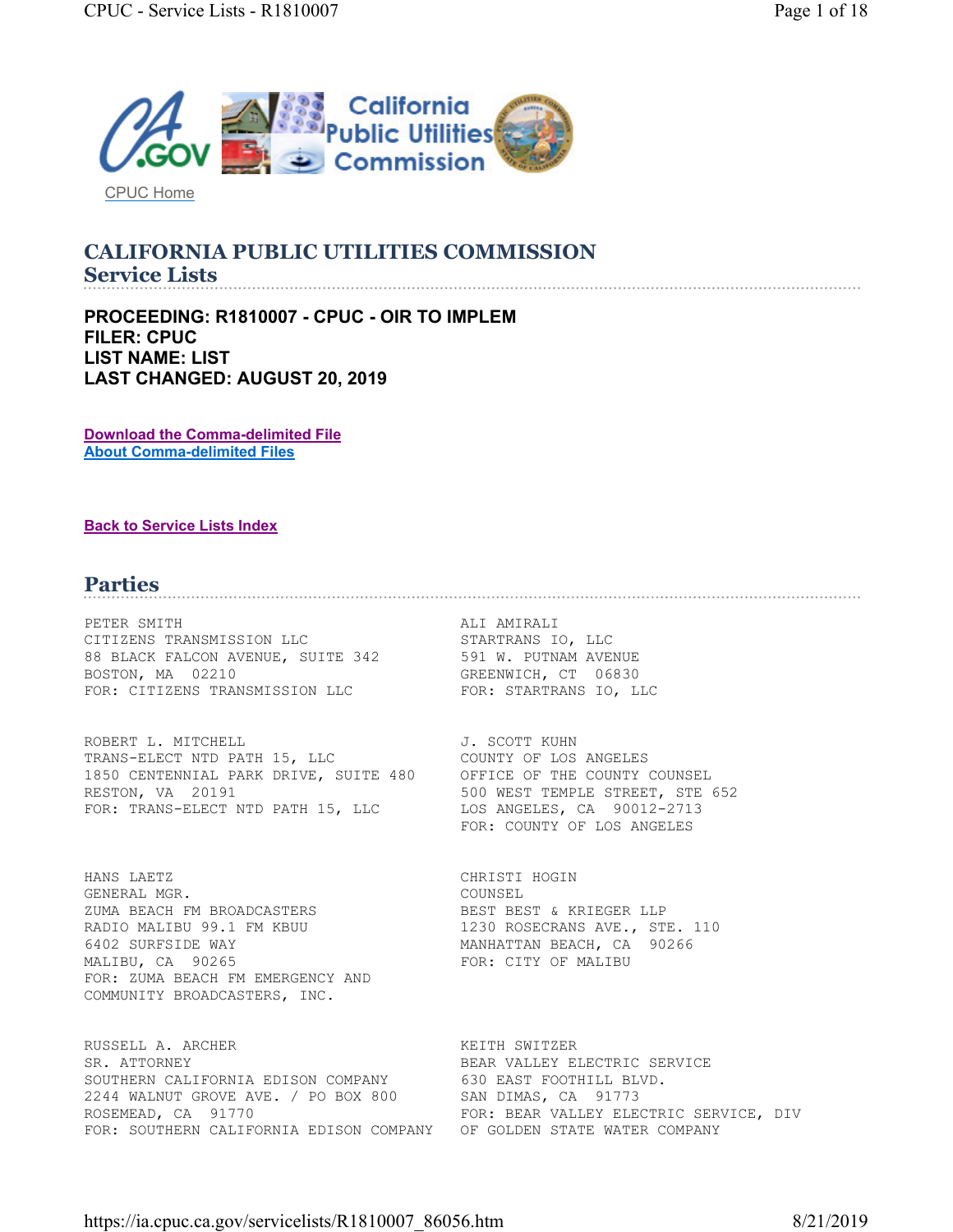CPUC Home

# CALIFORNIA PUBLIC UTILITIES COMMISSION
## Service Lists

**PROCEEDING: R1810007 - CPUC - OIR TO IMPLEM**
**FILER: CPUC**
**LIST NAME: LIST**
**LAST CHANGED: AUGUST 20, 2019**

Download the Comma-delimited File
About Comma-delimited Files

Back to Service Lists Index

## Parties

PETER SMITH
CITIZENS TRANSMISSION LLC
88 BLACK FALCON AVENUE, SUITE 342
BOSTON, MA 02210
FOR: CITIZENS TRANSMISSION LLC

ALI AMIRALI
STARTRANS IO, LLC
591 W. PUTNAM AVENUE
GREENWICH, CT 06830
FOR: STARTRANS IO, LLC

ROBERT L. MITCHELL
TRANS-ELECT NTD PATH 15, LLC
1850 CENTENNIAL PARK DRIVE, SUITE 480
RESTON, VA 20191
FOR: TRANS-ELECT NTD PATH 15, LLC

J. SCOTT KUHN
COUNTY OF LOS ANGELES
OFFICE OF THE COUNTY COUNSEL
500 WEST TEMPLE STREET, STE 652
LOS ANGELES, CA 90012-2713
FOR: COUNTY OF LOS ANGELES

HANS LAETZ
GENERAL MGR.
ZUMA BEACH FM BROADCASTERS
RADIO MALIBU 99.1 FM KBUU
6402 SURFSIDE WAY
MALIBU, CA 90265
FOR: ZUMA BEACH FM EMERGENCY AND COMMUNITY BROADCASTERS, INC.

CHRISTI HOGIN
COUNSEL
BEST BEST & KRIEGER LLP
1230 ROSECRANS AVE., STE. 110
MANHATTAN BEACH, CA 90266
FOR: CITY OF MALIBU

RUSSELL A. ARCHER
SR. ATTORNEY
SOUTHERN CALIFORNIA EDISON COMPANY
2244 WALNUT GROVE AVE. / PO BOX 800
ROSEMEAD, CA 91770
FOR: SOUTHERN CALIFORNIA EDISON COMPANY

KEITH SWITZER
BEAR VALLEY ELECTRIC SERVICE
630 EAST FOOTHILL BLVD.
SAN DIMAS, CA 91773
FOR: BEAR VALLEY ELECTRIC SERVICE, DIV OF GOLDEN STATE WATER COMPANY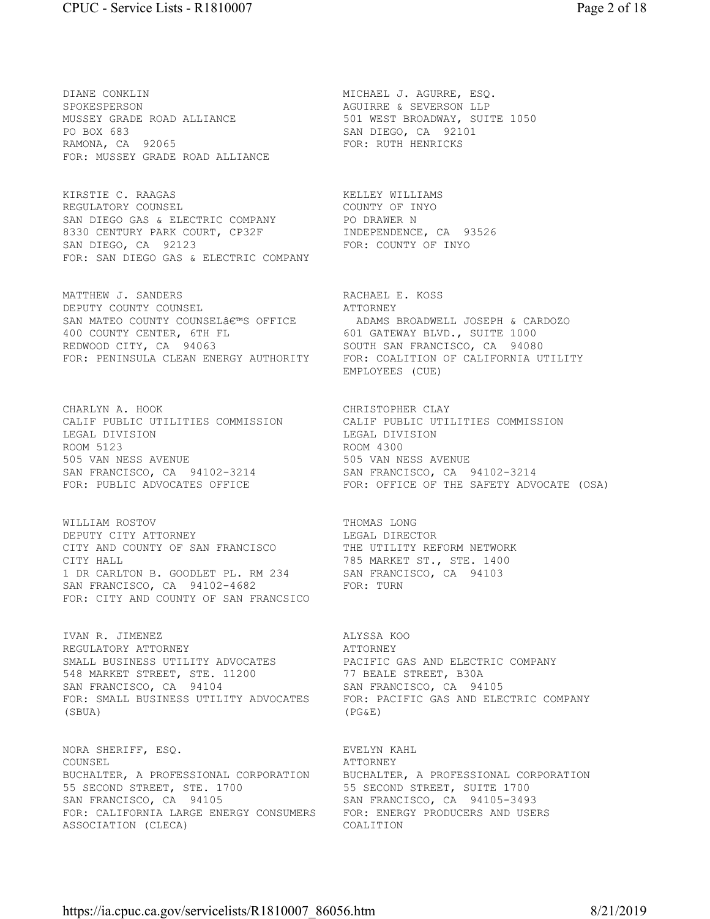DIANE CONKLIN
SPOKESPERSON
MUSSEY GRADE ROAD ALLIANCE
PO BOX 683
RAMONA, CA 92065
FOR: MUSSEY GRADE ROAD ALLIANCE

MICHAEL J. AGURRE, ESQ.
AGUIRRE & SEVERSON LLP
501 WEST BROADWAY, SUITE 1050
SAN DIEGO, CA 92101
FOR: RUTH HENRICKS

KIRSTIE C. RAAGAS
REGULATORY COUNSEL
SAN DIEGO GAS & ELECTRIC COMPANY
8330 CENTURY PARK COURT, CP32F
SAN DIEGO, CA 92123
FOR: SAN DIEGO GAS & ELECTRIC COMPANY

KELLEY WILLIAMS
COUNTY OF INYO
PO DRAWER N
INDEPENDENCE, CA 93526
FOR: COUNTY OF INYO

MATTHEW J. SANDERS
DEPUTY COUNTY COUNSEL
SAN MATEO COUNTY COUNSELâ€™S OFFICE
400 COUNTY CENTER, 6TH FL
REDWOOD CITY, CA 94063
FOR: PENINSULA CLEAN ENERGY AUTHORITY

RACHAEL E. KOSS
ATTORNEY
ADAMS BROADWELL JOSEPH & CARDOZO
601 GATEWAY BLVD., SUITE 1000
SOUTH SAN FRANCISCO, CA 94080
FOR: COALITION OF CALIFORNIA UTILITY EMPLOYEES (CUE)

CHARLYN A. HOOK
CALIF PUBLIC UTILITIES COMMISSION
LEGAL DIVISION
ROOM 5123
505 VAN NESS AVENUE
SAN FRANCISCO, CA 94102-3214
FOR: PUBLIC ADVOCATES OFFICE

CHRISTOPHER CLAY
CALIF PUBLIC UTILITIES COMMISSION
LEGAL DIVISION
ROOM 4300
505 VAN NESS AVENUE
SAN FRANCISCO, CA 94102-3214
FOR: OFFICE OF THE SAFETY ADVOCATE (OSA)

WILLIAM ROSTOV
DEPUTY CITY ATTORNEY
CITY AND COUNTY OF SAN FRANCISCO
CITY HALL
1 DR CARLTON B. GOODLET PL. RM 234
SAN FRANCISCO, CA 94102-4682
FOR: CITY AND COUNTY OF SAN FRANCSICO

THOMAS LONG
LEGAL DIRECTOR
THE UTILITY REFORM NETWORK
785 MARKET ST., STE. 1400
SAN FRANCISCO, CA 94103
FOR: TURN

IVAN R. JIMENEZ
REGULATORY ATTORNEY
SMALL BUSINESS UTILITY ADVOCATES
548 MARKET STREET, STE. 11200
SAN FRANCISCO, CA 94104
FOR: SMALL BUSINESS UTILITY ADVOCATES (SBUA)

ALYSSA KOO
ATTORNEY
PACIFIC GAS AND ELECTRIC COMPANY
77 BEALE STREET, B30A
SAN FRANCISCO, CA 94105
FOR: PACIFIC GAS AND ELECTRIC COMPANY (PG&E)

NORA SHERIFF, ESQ.
COUNSEL
BUCHALTER, A PROFESSIONAL CORPORATION
55 SECOND STREET, STE. 1700
SAN FRANCISCO, CA 94105
FOR: CALIFORNIA LARGE ENERGY CONSUMERS ASSOCIATION (CLECA)

EVELYN KAHL
ATTORNEY
BUCHALTER, A PROFESSIONAL CORPORATION
55 SECOND STREET, SUITE 1700
SAN FRANCISCO, CA 94105-3493
FOR: ENERGY PRODUCERS AND USERS COALITION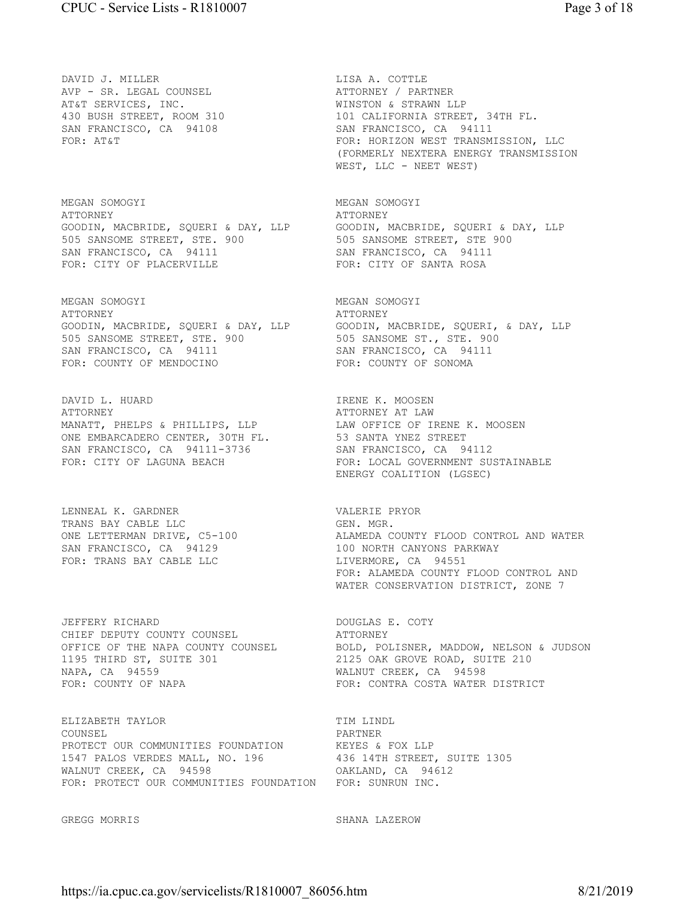DAVID J. MILLER
AVP - SR. LEGAL COUNSEL
AT&T SERVICES, INC.
430 BUSH STREET, ROOM 310
SAN FRANCISCO, CA 94108
FOR: AT&T

LISA A. COTTLE
ATTORNEY / PARTNER
WINSTON & STRAWN LLP
101 CALIFORNIA STREET, 34TH FL.
SAN FRANCISCO, CA 94111
FOR: HORIZON WEST TRANSMISSION, LLC (FORMERLY NEXTERA ENERGY TRANSMISSION WEST, LLC - NEET WEST)

MEGAN SOMOGYI
ATTORNEY
GOODIN, MACBRIDE, SQUERI & DAY, LLP
505 SANSOME STREET, STE. 900
SAN FRANCISCO, CA 94111
FOR: CITY OF PLACERVILLE

MEGAN SOMOGYI
ATTORNEY
GOODIN, MACBRIDE, SQUERI & DAY, LLP
505 SANSOME STREET, STE 900
SAN FRANCISCO, CA 94111
FOR: CITY OF SANTA ROSA

MEGAN SOMOGYI
ATTORNEY
GOODIN, MACBRIDE, SQUERI & DAY, LLP
505 SANSOME STREET, STE. 900
SAN FRANCISCO, CA 94111
FOR: COUNTY OF MENDOCINO

MEGAN SOMOGYI
ATTORNEY
GOODIN, MACBRIDE, SQUERI, & DAY, LLP
505 SANSOME ST., STE. 900
SAN FRANCISCO, CA 94111
FOR: COUNTY OF SONOMA

DAVID L. HUARD
ATTORNEY
MANATT, PHELPS & PHILLIPS, LLP
ONE EMBARCADERO CENTER, 30TH FL.
SAN FRANCISCO, CA 94111-3736
FOR: CITY OF LAGUNA BEACH

IRENE K. MOOSEN
ATTORNEY AT LAW
LAW OFFICE OF IRENE K. MOOSEN
53 SANTA YNEZ STREET
SAN FRANCISCO, CA 94112
FOR: LOCAL GOVERNMENT SUSTAINABLE ENERGY COALITION (LGSEC)

LENNEAL K. GARDNER
TRANS BAY CABLE LLC
ONE LETTERMAN DRIVE, C5-100
SAN FRANCISCO, CA 94129
FOR: TRANS BAY CABLE LLC

VALERIE PRYOR
GEN. MGR.
ALAMEDA COUNTY FLOOD CONTROL AND WATER
100 NORTH CANYONS PARKWAY
LIVERMORE, CA 94551
FOR: ALAMEDA COUNTY FLOOD CONTROL AND WATER CONSERVATION DISTRICT, ZONE 7

JEFFERY RICHARD
CHIEF DEPUTY COUNTY COUNSEL
OFFICE OF THE NAPA COUNTY COUNSEL
1195 THIRD ST, SUITE 301
NAPA, CA 94559
FOR: COUNTY OF NAPA

DOUGLAS E. COTY
ATTORNEY
BOLD, POLISNER, MADDOW, NELSON & JUDSON
2125 OAK GROVE ROAD, SUITE 210
WALNUT CREEK, CA 94598
FOR: CONTRA COSTA WATER DISTRICT

ELIZABETH TAYLOR
COUNSEL
PROTECT OUR COMMUNITIES FOUNDATION
1547 PALOS VERDES MALL, NO. 196
WALNUT CREEK, CA 94598
FOR: PROTECT OUR COMMUNITIES FOUNDATION

TIM LINDL
PARTNER
KEYES & FOX LLP
436 14TH STREET, SUITE 1305
OAKLAND, CA 94612
FOR: SUNRUN INC.

GREGG MORRIS

SHANA LAZEROW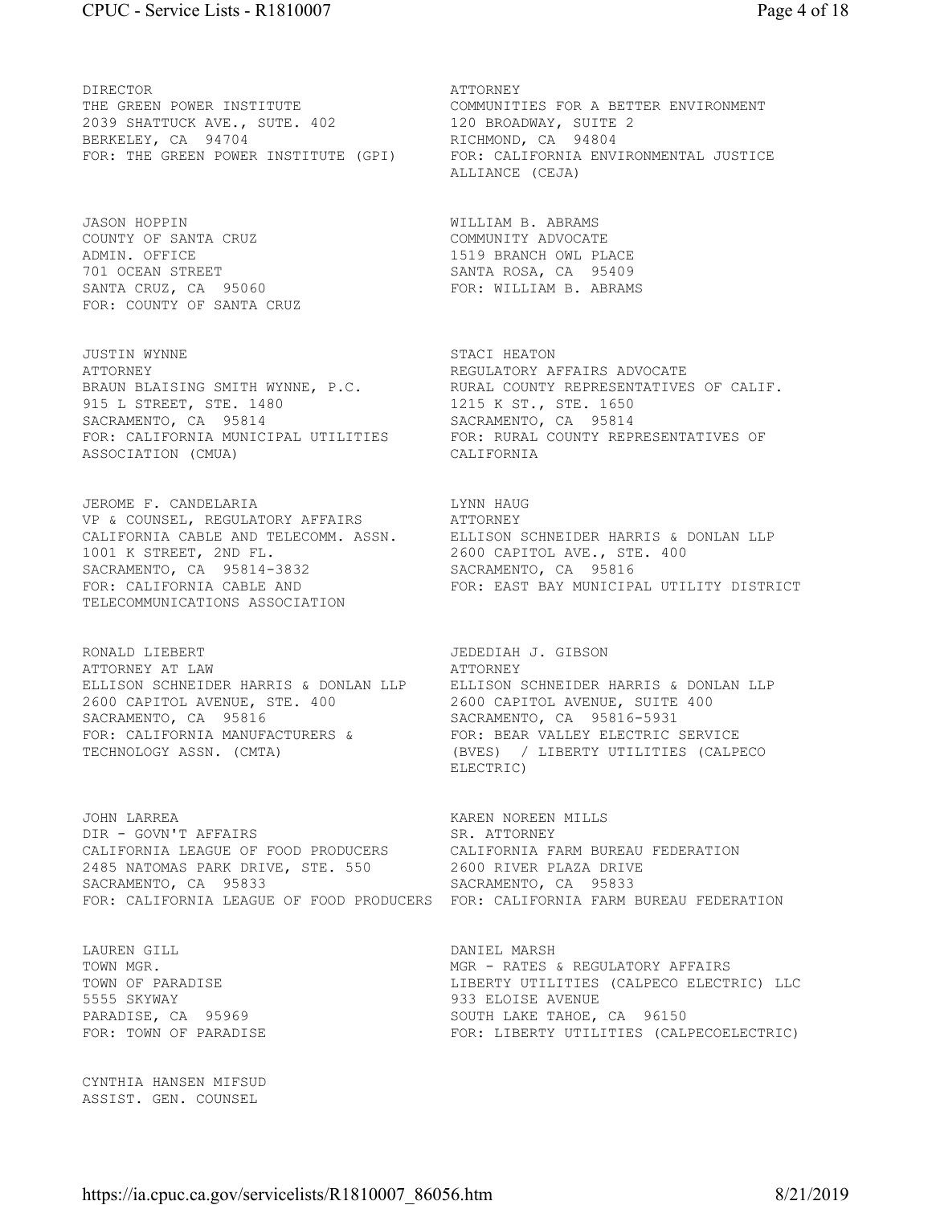DIRECTOR
THE GREEN POWER INSTITUTE
2039 SHATTUCK AVE., SUTE. 402
BERKELEY, CA 94704
FOR: THE GREEN POWER INSTITUTE (GPI)

ATTORNEY
COMMUNITIES FOR A BETTER ENVIRONMENT
120 BROADWAY, SUITE 2
RICHMOND, CA 94804
FOR: CALIFORNIA ENVIRONMENTAL JUSTICE ALLIANCE (CEJA)

JASON HOPPIN
COUNTY OF SANTA CRUZ
ADMIN. OFFICE
701 OCEAN STREET
SANTA CRUZ, CA 95060
FOR: COUNTY OF SANTA CRUZ

WILLIAM B. ABRAMS
COMMUNITY ADVOCATE
1519 BRANCH OWL PLACE
SANTA ROSA, CA 95409
FOR: WILLIAM B. ABRAMS

JUSTIN WYNNE
ATTORNEY
BRAUN BLAISING SMITH WYNNE, P.C.
915 L STREET, STE. 1480
SACRAMENTO, CA 95814
FOR: CALIFORNIA MUNICIPAL UTILITIES ASSOCIATION (CMUA)

STACI HEATON
REGULATORY AFFAIRS ADVOCATE
RURAL COUNTY REPRESENTATIVES OF CALIF.
1215 K ST., STE. 1650
SACRAMENTO, CA 95814
FOR: RURAL COUNTY REPRESENTATIVES OF CALIFORNIA

JEROME F. CANDELARIA
VP & COUNSEL, REGULATORY AFFAIRS
CALIFORNIA CABLE AND TELECOMM. ASSN.
1001 K STREET, 2ND FL.
SACRAMENTO, CA 95814-3832
FOR: CALIFORNIA CABLE AND TELECOMMUNICATIONS ASSOCIATION

LYNN HAUG
ATTORNEY
ELLISON SCHNEIDER HARRIS & DONLAN LLP
2600 CAPITOL AVE., STE. 400
SACRAMENTO, CA 95816
FOR: EAST BAY MUNICIPAL UTILITY DISTRICT

RONALD LIEBERT
ATTORNEY AT LAW
ELLISON SCHNEIDER HARRIS & DONLAN LLP
2600 CAPITOL AVENUE, STE. 400
SACRAMENTO, CA 95816
FOR: CALIFORNIA MANUFACTURERS & TECHNOLOGY ASSN. (CMTA)

JEDEDIAH J. GIBSON
ATTORNEY
ELLISON SCHNEIDER HARRIS & DONLAN LLP
2600 CAPITOL AVENUE, SUITE 400
SACRAMENTO, CA 95816-5931
FOR: BEAR VALLEY ELECTRIC SERVICE (BVES) / LIBERTY UTILITIES (CALPECO ELECTRIC)

JOHN LARREA
DIR - GOVN'T AFFAIRS
CALIFORNIA LEAGUE OF FOOD PRODUCERS
2485 NATOMAS PARK DRIVE, STE. 550
SACRAMENTO, CA 95833
FOR: CALIFORNIA LEAGUE OF FOOD PRODUCERS

KAREN NOREEN MILLS
SR. ATTORNEY
CALIFORNIA FARM BUREAU FEDERATION
2600 RIVER PLAZA DRIVE
SACRAMENTO, CA 95833
FOR: CALIFORNIA FARM BUREAU FEDERATION

LAUREN GILL
TOWN MGR.
TOWN OF PARADISE
5555 SKYWAY
PARADISE, CA 95969
FOR: TOWN OF PARADISE

DANIEL MARSH
MGR - RATES & REGULATORY AFFAIRS
LIBERTY UTILITIES (CALPECO ELECTRIC) LLC
933 ELOISE AVENUE
SOUTH LAKE TAHOE, CA 96150
FOR: LIBERTY UTILITIES (CALPECOELECTRIC)

CYNTHIA HANSEN MIFSUD
ASSIST. GEN. COUNSEL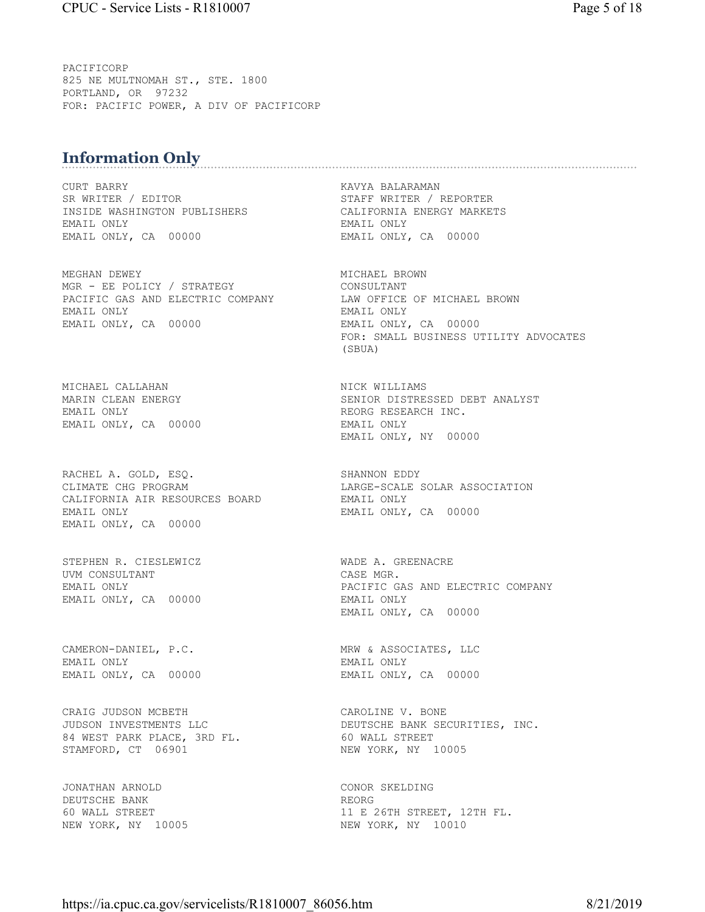PACIFICORP
825 NE MULTNOMAH ST., STE. 1800
PORTLAND, OR 97232
FOR: PACIFIC POWER, A DIV OF PACIFICORP

## Information Only

CURT BARRY
SR WRITER / EDITOR
INSIDE WASHINGTON PUBLISHERS
EMAIL ONLY
EMAIL ONLY, CA 00000

KAVYA BALARAMAN
STAFF WRITER / REPORTER
CALIFORNIA ENERGY MARKETS
EMAIL ONLY
EMAIL ONLY, CA 00000

MEGHAN DEWEY
MGR - EE POLICY / STRATEGY
PACIFIC GAS AND ELECTRIC COMPANY
EMAIL ONLY
EMAIL ONLY, CA 00000

MICHAEL BROWN
CONSULTANT
LAW OFFICE OF MICHAEL BROWN
EMAIL ONLY
EMAIL ONLY, CA 00000
FOR: SMALL BUSINESS UTILITY ADVOCATES (SBUA)

MICHAEL CALLAHAN
MARIN CLEAN ENERGY
EMAIL ONLY
EMAIL ONLY, CA 00000

NICK WILLIAMS
SENIOR DISTRESSED DEBT ANALYST
REORG RESEARCH INC.
EMAIL ONLY
EMAIL ONLY, NY 00000

RACHEL A. GOLD, ESQ.
CLIMATE CHG PROGRAM
CALIFORNIA AIR RESOURCES BOARD
EMAIL ONLY
EMAIL ONLY, CA 00000

SHANNON EDDY
LARGE-SCALE SOLAR ASSOCIATION
EMAIL ONLY
EMAIL ONLY, CA 00000

STEPHEN R. CIESLEWICZ
UVM CONSULTANT
EMAIL ONLY
EMAIL ONLY, CA 00000

WADE A. GREENACRE
CASE MGR.
PACIFIC GAS AND ELECTRIC COMPANY
EMAIL ONLY
EMAIL ONLY, CA 00000

CAMERON-DANIEL, P.C.
EMAIL ONLY
EMAIL ONLY, CA 00000

MRW & ASSOCIATES, LLC
EMAIL ONLY
EMAIL ONLY, CA 00000

CRAIG JUDSON MCBETH
JUDSON INVESTMENTS LLC
84 WEST PARK PLACE, 3RD FL.
STAMFORD, CT 06901

CAROLINE V. BONE
DEUTSCHE BANK SECURITIES, INC.
60 WALL STREET
NEW YORK, NY 10005

JONATHAN ARNOLD
DEUTSCHE BANK
60 WALL STREET
NEW YORK, NY 10005

CONOR SKELDING
REORG
11 E 26TH STREET, 12TH FL.
NEW YORK, NY 10010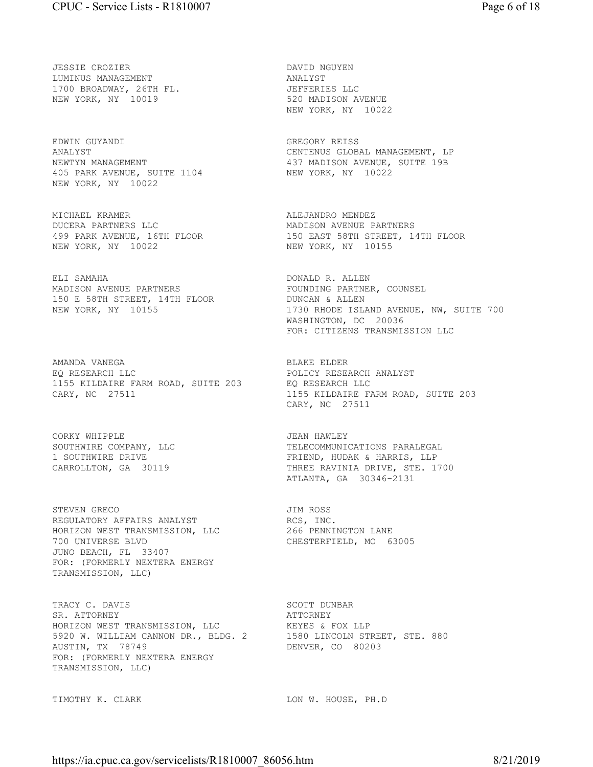JESSIE CROZIER
LUMINUS MANAGEMENT
1700 BROADWAY, 26TH FL.
NEW YORK, NY 10019

DAVID NGUYEN
ANALYST
JEFFERIES LLC
520 MADISON AVENUE
NEW YORK, NY 10022

EDWIN GUYANDI
ANALYST
NEWTYN MANAGEMENT
405 PARK AVENUE, SUITE 1104
NEW YORK, NY 10022

GREGORY REISS
CENTENUS GLOBAL MANAGEMENT, LP
437 MADISON AVENUE, SUITE 19B
NEW YORK, NY 10022

MICHAEL KRAMER
DUCERA PARTNERS LLC
499 PARK AVENUE, 16TH FLOOR
NEW YORK, NY 10022

ALEJANDRO MENDEZ
MADISON AVENUE PARTNERS
150 EAST 58TH STREET, 14TH FLOOR
NEW YORK, NY 10155

ELI SAMAHA
MADISON AVENUE PARTNERS
150 E 58TH STREET, 14TH FLOOR
NEW YORK, NY 10155

DONALD R. ALLEN
FOUNDING PARTNER, COUNSEL
DUNCAN & ALLEN
1730 RHODE ISLAND AVENUE, NW, SUITE 700
WASHINGTON, DC 20036
FOR: CITIZENS TRANSMISSION LLC

AMANDA VANEGA
EQ RESEARCH LLC
1155 KILDAIRE FARM ROAD, SUITE 203
CARY, NC 27511

BLAKE ELDER
POLICY RESEARCH ANALYST
EQ RESEARCH LLC
1155 KILDAIRE FARM ROAD, SUITE 203
CARY, NC 27511

CORKY WHIPPLE
SOUTHWIRE COMPANY, LLC
1 SOUTHWIRE DRIVE
CARROLLTON, GA 30119

JEAN HAWLEY
TELECOMMUNICATIONS PARALEGAL
FRIEND, HUDAK & HARRIS, LLP
THREE RAVINIA DRIVE, STE. 1700
ATLANTA, GA 30346-2131

STEVEN GRECO
REGULATORY AFFAIRS ANALYST
HORIZON WEST TRANSMISSION, LLC
700 UNIVERSE BLVD
JUNO BEACH, FL 33407
FOR: (FORMERLY NEXTERA ENERGY TRANSMISSION, LLC)

JIM ROSS
RCS, INC.
266 PENNINGTON LANE
CHESTERFIELD, MO 63005

TRACY C. DAVIS
SR. ATTORNEY
HORIZON WEST TRANSMISSION, LLC
5920 W. WILLIAM CANNON DR., BLDG. 2
AUSTIN, TX 78749
FOR: (FORMERLY NEXTERA ENERGY TRANSMISSION, LLC)

SCOTT DUNBAR
ATTORNEY
KEYES & FOX LLP
1580 LINCOLN STREET, STE. 880
DENVER, CO 80203

TIMOTHY K. CLARK

LON W. HOUSE, PH.D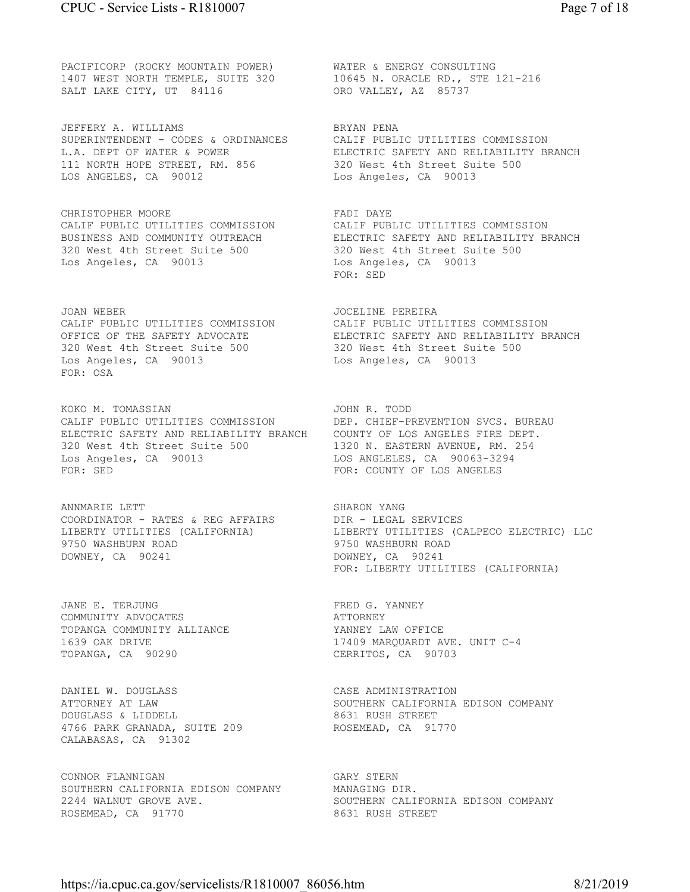PACIFICORP (ROCKY MOUNTAIN POWER)
1407 WEST NORTH TEMPLE, SUITE 320
SALT LAKE CITY, UT 84116

WATER & ENERGY CONSULTING
10645 N. ORACLE RD., STE 121-216
ORO VALLEY, AZ 85737

JEFFERY A. WILLIAMS
SUPERINTENDENT - CODES & ORDINANCES
L.A. DEPT OF WATER & POWER
111 NORTH HOPE STREET, RM. 856
LOS ANGELES, CA 90012

BRYAN PENA
CALIF PUBLIC UTILITIES COMMISSION
ELECTRIC SAFETY AND RELIABILITY BRANCH
320 West 4th Street Suite 500
Los Angeles, CA 90013

CHRISTOPHER MOORE
CALIF PUBLIC UTILITIES COMMISSION
BUSINESS AND COMMUNITY OUTREACH
320 West 4th Street Suite 500
Los Angeles, CA 90013

FADI DAYE
CALIF PUBLIC UTILITIES COMMISSION
ELECTRIC SAFETY AND RELIABILITY BRANCH
320 West 4th Street Suite 500
Los Angeles, CA 90013
FOR: SED

JOAN WEBER
CALIF PUBLIC UTILITIES COMMISSION
OFFICE OF THE SAFETY ADVOCATE
320 West 4th Street Suite 500
Los Angeles, CA 90013
FOR: OSA

JOCELINE PEREIRA
CALIF PUBLIC UTILITIES COMMISSION
ELECTRIC SAFETY AND RELIABILITY BRANCH
320 West 4th Street Suite 500
Los Angeles, CA 90013

KOKO M. TOMASSIAN
CALIF PUBLIC UTILITIES COMMISSION
ELECTRIC SAFETY AND RELIABILITY BRANCH
320 West 4th Street Suite 500
Los Angeles, CA 90013
FOR: SED

JOHN R. TODD
DEP. CHIEF-PREVENTION SVCS. BUREAU
COUNTY OF LOS ANGELES FIRE DEPT.
1320 N. EASTERN AVENUE, RM. 254
LOS ANGLELES, CA 90063-3294
FOR: COUNTY OF LOS ANGELES

ANNMARIE LETT
COORDINATOR - RATES & REG AFFAIRS
LIBERTY UTILITIES (CALIFORNIA)
9750 WASHBURN ROAD
DOWNEY, CA 90241

SHARON YANG
DIR - LEGAL SERVICES
LIBERTY UTILITIES (CALPECO ELECTRIC) LLC
9750 WASHBURN ROAD
DOWNEY, CA 90241
FOR: LIBERTY UTILITIES (CALIFORNIA)

JANE E. TERJUNG
COMMUNITY ADVOCATES
TOPANGA COMMUNITY ALLIANCE
1639 OAK DRIVE
TOPANGA, CA 90290

FRED G. YANNEY
ATTORNEY
YANNEY LAW OFFICE
17409 MARQUARDT AVE. UNIT C-4
CERRITOS, CA 90703

DANIEL W. DOUGLASS
ATTORNEY AT LAW
DOUGLASS & LIDDELL
4766 PARK GRANADA, SUITE 209
CALABASAS, CA 91302

CASE ADMINISTRATION
SOUTHERN CALIFORNIA EDISON COMPANY
8631 RUSH STREET
ROSEMEAD, CA 91770

CONNOR FLANNIGAN
SOUTHERN CALIFORNIA EDISON COMPANY
2244 WALNUT GROVE AVE.
ROSEMEAD, CA 91770

GARY STERN
MANAGING DIR.
SOUTHERN CALIFORNIA EDISON COMPANY
8631 RUSH STREET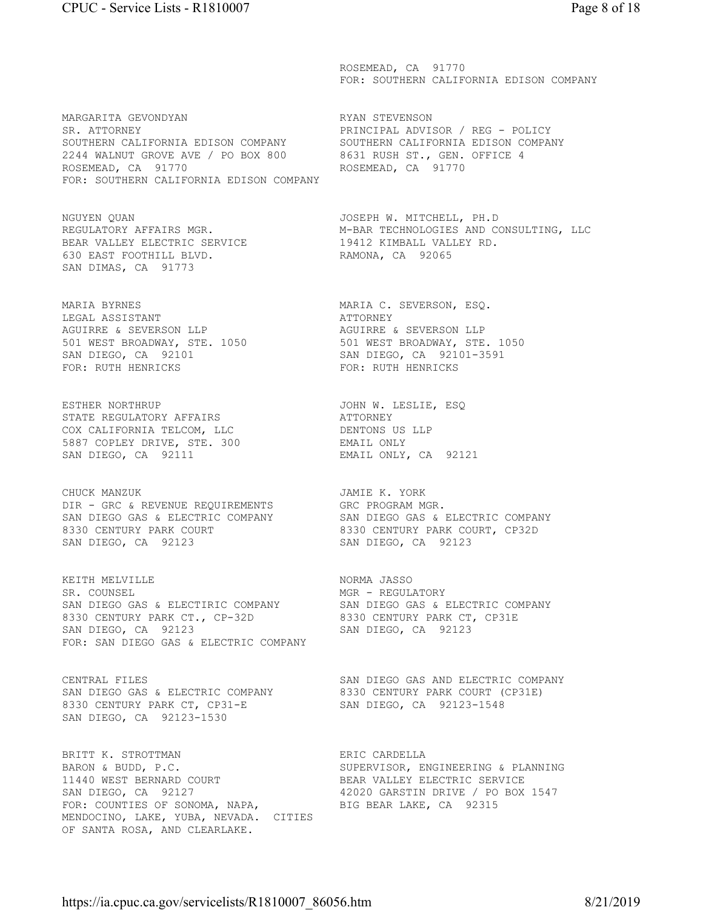ROSEMEAD, CA 91770
FOR: SOUTHERN CALIFORNIA EDISON COMPANY

MARGARITA GEVONDYAN
SR. ATTORNEY
SOUTHERN CALIFORNIA EDISON COMPANY
2244 WALNUT GROVE AVE / PO BOX 800
ROSEMEAD, CA 91770
FOR: SOUTHERN CALIFORNIA EDISON COMPANY

RYAN STEVENSON
PRINCIPAL ADVISOR / REG - POLICY
SOUTHERN CALIFORNIA EDISON COMPANY
8631 RUSH ST., GEN. OFFICE 4
ROSEMEAD, CA 91770

NGUYEN QUAN
REGULATORY AFFAIRS MGR.
BEAR VALLEY ELECTRIC SERVICE
630 EAST FOOTHILL BLVD.
SAN DIMAS, CA 91773

JOSEPH W. MITCHELL, PH.D
M-BAR TECHNOLOGIES AND CONSULTING, LLC
19412 KIMBALL VALLEY RD.
RAMONA, CA 92065

MARIA BYRNES
LEGAL ASSISTANT
AGUIRRE & SEVERSON LLP
501 WEST BROADWAY, STE. 1050
SAN DIEGO, CA 92101
FOR: RUTH HENRICKS

MARIA C. SEVERSON, ESQ.
ATTORNEY
AGUIRRE & SEVERSON LLP
501 WEST BROADWAY, STE. 1050
SAN DIEGO, CA 92101-3591
FOR: RUTH HENRICKS

ESTHER NORTHRUP
STATE REGULATORY AFFAIRS
COX CALIFORNIA TELCOM, LLC
5887 COPLEY DRIVE, STE. 300
SAN DIEGO, CA 92111

JOHN W. LESLIE, ESQ
ATTORNEY
DENTONS US LLP
EMAIL ONLY
EMAIL ONLY, CA 92121

CHUCK MANZUK
DIR - GRC & REVENUE REQUIREMENTS
SAN DIEGO GAS & ELECTRIC COMPANY
8330 CENTURY PARK COURT
SAN DIEGO, CA 92123

JAMIE K. YORK
GRC PROGRAM MGR.
SAN DIEGO GAS & ELECTRIC COMPANY
8330 CENTURY PARK COURT, CP32D
SAN DIEGO, CA 92123

KEITH MELVILLE
SR. COUNSEL
SAN DIEGO GAS & ELECTIRIC COMPANY
8330 CENTURY PARK CT., CP-32D
SAN DIEGO, CA 92123
FOR: SAN DIEGO GAS & ELECTRIC COMPANY

NORMA JASSO
MGR - REGULATORY
SAN DIEGO GAS & ELECTRIC COMPANY
8330 CENTURY PARK CT, CP31E
SAN DIEGO, CA 92123

CENTRAL FILES
SAN DIEGO GAS & ELECTRIC COMPANY
8330 CENTURY PARK CT, CP31-E
SAN DIEGO, CA 92123-1530

SAN DIEGO GAS AND ELECTRIC COMPANY
8330 CENTURY PARK COURT (CP31E)
SAN DIEGO, CA 92123-1548

BRITT K. STROTTMAN
BARON & BUDD, P.C.
11440 WEST BERNARD COURT
SAN DIEGO, CA 92127
FOR: COUNTIES OF SONOMA, NAPA, MENDOCINO, LAKE, YUBA, NEVADA. CITIES OF SANTA ROSA, AND CLEARLAKE.

ERIC CARDELLA
SUPERVISOR, ENGINEERING & PLANNING
BEAR VALLEY ELECTRIC SERVICE
42020 GARSTIN DRIVE / PO BOX 1547
BIG BEAR LAKE, CA 92315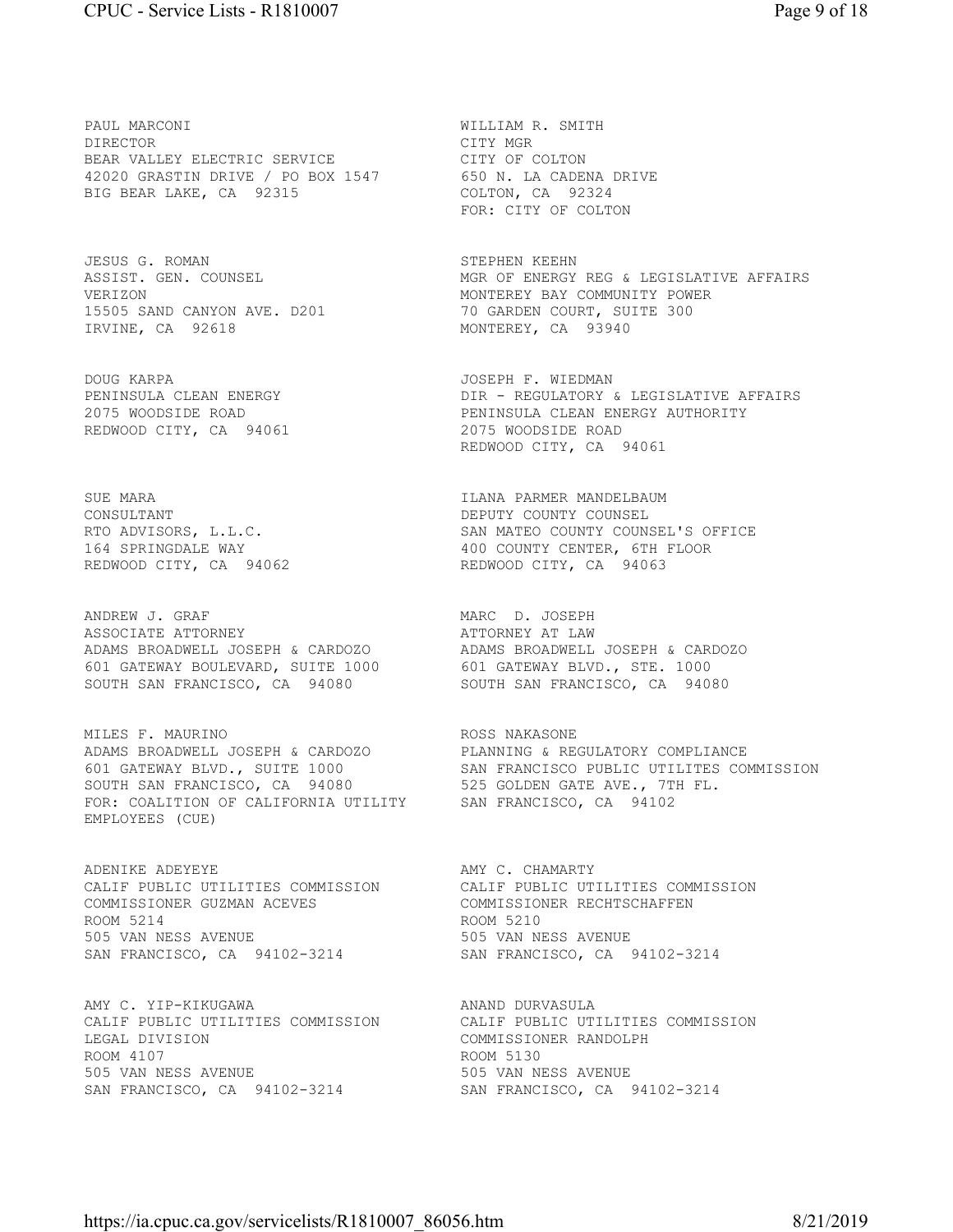PAUL MARCONI
DIRECTOR
BEAR VALLEY ELECTRIC SERVICE
42020 GRASTIN DRIVE / PO BOX 1547
BIG BEAR LAKE, CA 92315

WILLIAM R. SMITH
CITY MGR
CITY OF COLTON
650 N. LA CADENA DRIVE
COLTON, CA 92324
FOR: CITY OF COLTON

JESUS G. ROMAN
ASSIST. GEN. COUNSEL
VERIZON
15505 SAND CANYON AVE. D201
IRVINE, CA 92618

STEPHEN KEEHN
MGR OF ENERGY REG & LEGISLATIVE AFFAIRS
MONTEREY BAY COMMUNITY POWER
70 GARDEN COURT, SUITE 300
MONTEREY, CA 93940

DOUG KARPA
PENINSULA CLEAN ENERGY
2075 WOODSIDE ROAD
REDWOOD CITY, CA 94061

JOSEPH F. WIEDMAN
DIR - REGULATORY & LEGISLATIVE AFFAIRS
PENINSULA CLEAN ENERGY AUTHORITY
2075 WOODSIDE ROAD
REDWOOD CITY, CA 94061

SUE MARA
CONSULTANT
RTO ADVISORS, L.L.C.
164 SPRINGDALE WAY
REDWOOD CITY, CA 94062

ILANA PARMER MANDELBAUM
DEPUTY COUNTY COUNSEL
SAN MATEO COUNTY COUNSEL'S OFFICE
400 COUNTY CENTER, 6TH FLOOR
REDWOOD CITY, CA 94063

ANDREW J. GRAF
ASSOCIATE ATTORNEY
ADAMS BROADWELL JOSEPH & CARDOZO
601 GATEWAY BOULEVARD, SUITE 1000
SOUTH SAN FRANCISCO, CA 94080

MARC D. JOSEPH
ATTORNEY AT LAW
ADAMS BROADWELL JOSEPH & CARDOZO
601 GATEWAY BLVD., STE. 1000
SOUTH SAN FRANCISCO, CA 94080

MILES F. MAURINO
ADAMS BROADWELL JOSEPH & CARDOZO
601 GATEWAY BLVD., SUITE 1000
SOUTH SAN FRANCISCO, CA 94080
FOR: COALITION OF CALIFORNIA UTILITY EMPLOYEES (CUE)

ROSS NAKASONE
PLANNING & REGULATORY COMPLIANCE
SAN FRANCISCO PUBLIC UTILITES COMMISSION
525 GOLDEN GATE AVE., 7TH FL.
SAN FRANCISCO, CA 94102

ADENIKE ADEYEYE
CALIF PUBLIC UTILITIES COMMISSION
COMMISSIONER GUZMAN ACEVES
ROOM 5214
505 VAN NESS AVENUE
SAN FRANCISCO, CA 94102-3214

AMY C. CHAMARTY
CALIF PUBLIC UTILITIES COMMISSION
COMMISSIONER RECHTSCHAFFEN
ROOM 5210
505 VAN NESS AVENUE
SAN FRANCISCO, CA 94102-3214

AMY C. YIP-KIKUGAWA
CALIF PUBLIC UTILITIES COMMISSION
LEGAL DIVISION
ROOM 4107
505 VAN NESS AVENUE
SAN FRANCISCO, CA 94102-3214

ANAND DURVASULA
CALIF PUBLIC UTILITIES COMMISSION
COMMISSIONER RANDOLPH
ROOM 5130
505 VAN NESS AVENUE
SAN FRANCISCO, CA 94102-3214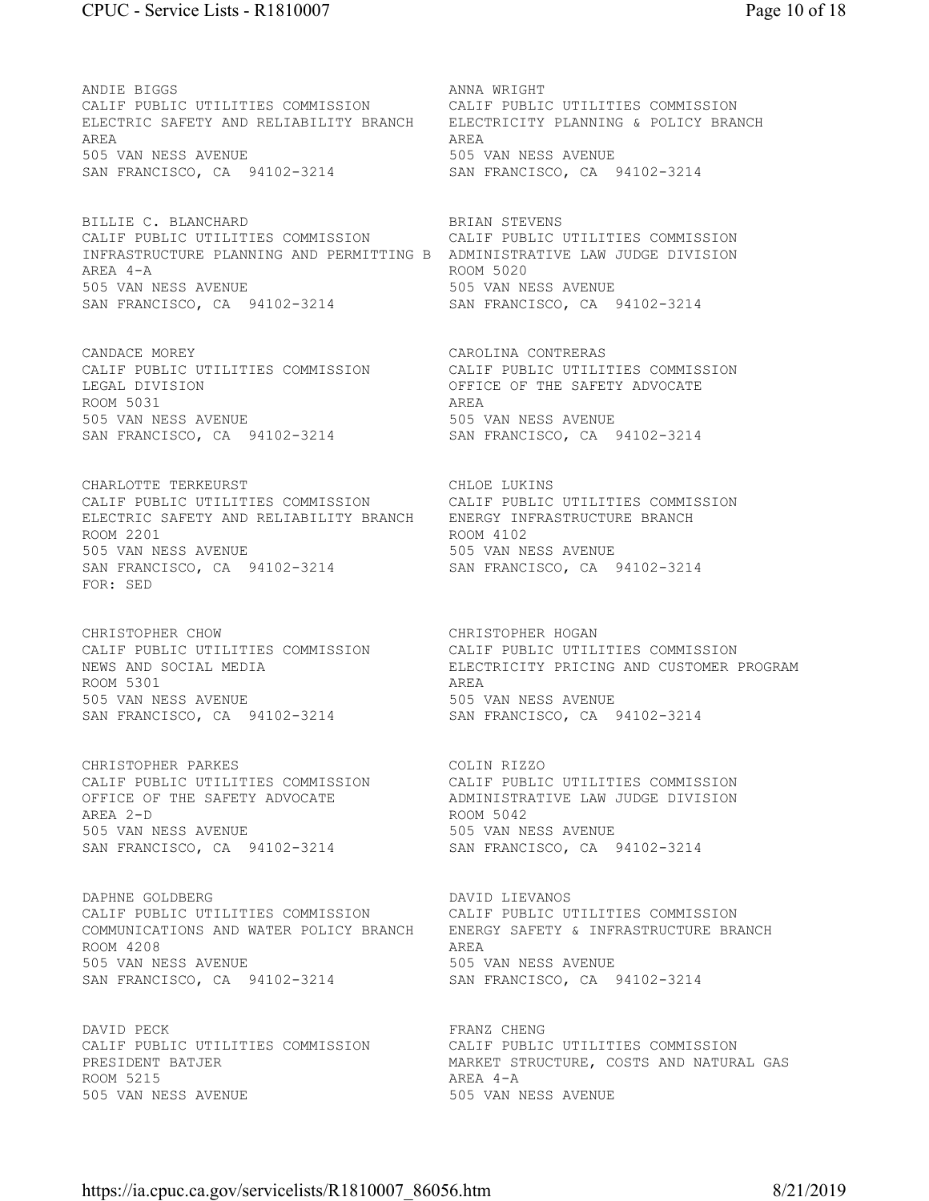ANDIE BIGGS
CALIF PUBLIC UTILITIES COMMISSION
ELECTRIC SAFETY AND RELIABILITY BRANCH
AREA
505 VAN NESS AVENUE
SAN FRANCISCO, CA 94102-3214

ANNA WRIGHT
CALIF PUBLIC UTILITIES COMMISSION
ELECTRICITY PLANNING & POLICY BRANCH
AREA
505 VAN NESS AVENUE
SAN FRANCISCO, CA 94102-3214

BILLIE C. BLANCHARD
CALIF PUBLIC UTILITIES COMMISSION
INFRASTRUCTURE PLANNING AND PERMITTING B
AREA 4-A
505 VAN NESS AVENUE
SAN FRANCISCO, CA 94102-3214

BRIAN STEVENS
CALIF PUBLIC UTILITIES COMMISSION
ADMINISTRATIVE LAW JUDGE DIVISION
ROOM 5020
505 VAN NESS AVENUE
SAN FRANCISCO, CA 94102-3214

CANDACE MOREY
CALIF PUBLIC UTILITIES COMMISSION
LEGAL DIVISION
ROOM 5031
505 VAN NESS AVENUE
SAN FRANCISCO, CA 94102-3214

CAROLINA CONTRERAS
CALIF PUBLIC UTILITIES COMMISSION
OFFICE OF THE SAFETY ADVOCATE
AREA
505 VAN NESS AVENUE
SAN FRANCISCO, CA 94102-3214

CHARLOTTE TERKEURST
CALIF PUBLIC UTILITIES COMMISSION
ELECTRIC SAFETY AND RELIABILITY BRANCH
ROOM 2201
505 VAN NESS AVENUE
SAN FRANCISCO, CA 94102-3214
FOR: SED

CHLOE LUKINS
CALIF PUBLIC UTILITIES COMMISSION
ENERGY INFRASTRUCTURE BRANCH
ROOM 4102
505 VAN NESS AVENUE
SAN FRANCISCO, CA 94102-3214

CHRISTOPHER CHOW
CALIF PUBLIC UTILITIES COMMISSION
NEWS AND SOCIAL MEDIA
ROOM 5301
505 VAN NESS AVENUE
SAN FRANCISCO, CA 94102-3214

CHRISTOPHER HOGAN
CALIF PUBLIC UTILITIES COMMISSION
ELECTRICITY PRICING AND CUSTOMER PROGRAM
AREA
505 VAN NESS AVENUE
SAN FRANCISCO, CA 94102-3214

CHRISTOPHER PARKES
CALIF PUBLIC UTILITIES COMMISSION
OFFICE OF THE SAFETY ADVOCATE
AREA 2-D
505 VAN NESS AVENUE
SAN FRANCISCO, CA 94102-3214

COLIN RIZZO
CALIF PUBLIC UTILITIES COMMISSION
ADMINISTRATIVE LAW JUDGE DIVISION
ROOM 5042
505 VAN NESS AVENUE
SAN FRANCISCO, CA 94102-3214

DAPHNE GOLDBERG
CALIF PUBLIC UTILITIES COMMISSION
COMMUNICATIONS AND WATER POLICY BRANCH
ROOM 4208
505 VAN NESS AVENUE
SAN FRANCISCO, CA 94102-3214

DAVID LIEVANOS
CALIF PUBLIC UTILITIES COMMISSION
ENERGY SAFETY & INFRASTRUCTURE BRANCH
AREA
505 VAN NESS AVENUE
SAN FRANCISCO, CA 94102-3214

DAVID PECK
CALIF PUBLIC UTILITIES COMMISSION
PRESIDENT BATJER
ROOM 5215
505 VAN NESS AVENUE

FRANZ CHENG
CALIF PUBLIC UTILITIES COMMISSION
MARKET STRUCTURE, COSTS AND NATURAL GAS
AREA 4-A
505 VAN NESS AVENUE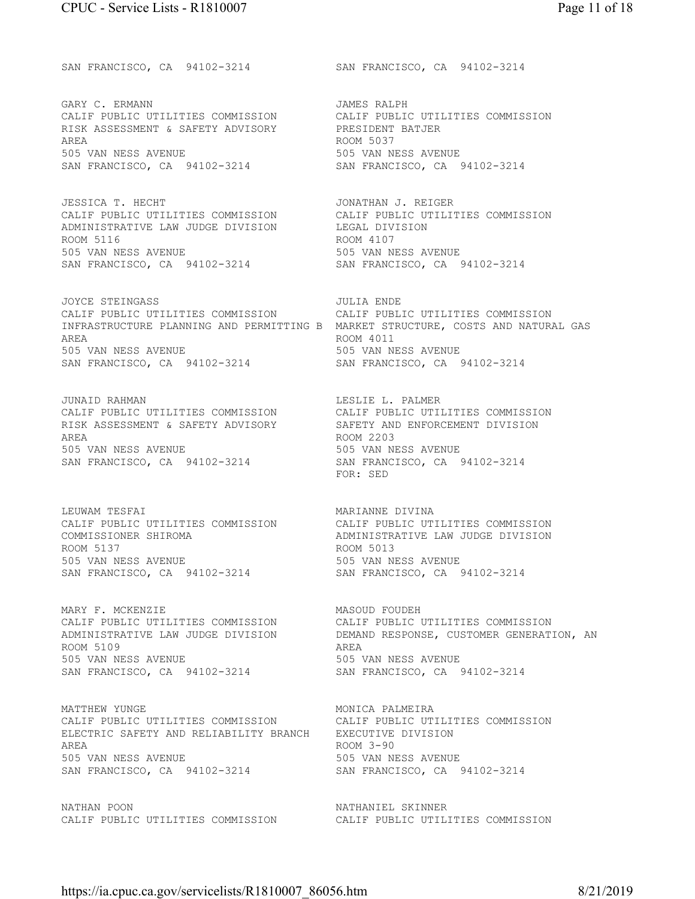SAN FRANCISCO, CA 94102-3214

SAN FRANCISCO, CA 94102-3214

GARY C. ERMANN
CALIF PUBLIC UTILITIES COMMISSION
RISK ASSESSMENT & SAFETY ADVISORY
AREA
505 VAN NESS AVENUE
SAN FRANCISCO, CA 94102-3214

JAMES RALPH
CALIF PUBLIC UTILITIES COMMISSION
PRESIDENT BATJER
ROOM 5037
505 VAN NESS AVENUE
SAN FRANCISCO, CA 94102-3214

JESSICA T. HECHT
CALIF PUBLIC UTILITIES COMMISSION
ADMINISTRATIVE LAW JUDGE DIVISION
ROOM 5116
505 VAN NESS AVENUE
SAN FRANCISCO, CA 94102-3214

JONATHAN J. REIGER
CALIF PUBLIC UTILITIES COMMISSION
LEGAL DIVISION
ROOM 4107
505 VAN NESS AVENUE
SAN FRANCISCO, CA 94102-3214

JOYCE STEINGASS
CALIF PUBLIC UTILITIES COMMISSION
INFRASTRUCTURE PLANNING AND PERMITTING B
AREA
505 VAN NESS AVENUE
SAN FRANCISCO, CA 94102-3214

JULIA ENDE
CALIF PUBLIC UTILITIES COMMISSION
MARKET STRUCTURE, COSTS AND NATURAL GAS
ROOM 4011
505 VAN NESS AVENUE
SAN FRANCISCO, CA 94102-3214

JUNAID RAHMAN
CALIF PUBLIC UTILITIES COMMISSION
RISK ASSESSMENT & SAFETY ADVISORY
AREA
505 VAN NESS AVENUE
SAN FRANCISCO, CA 94102-3214

LESLIE L. PALMER
CALIF PUBLIC UTILITIES COMMISSION
SAFETY AND ENFORCEMENT DIVISION
ROOM 2203
505 VAN NESS AVENUE
SAN FRANCISCO, CA 94102-3214
FOR: SED

LEUWAM TESFAI
CALIF PUBLIC UTILITIES COMMISSION
COMMISSIONER SHIROMA
ROOM 5137
505 VAN NESS AVENUE
SAN FRANCISCO, CA 94102-3214

MARIANNE DIVINA
CALIF PUBLIC UTILITIES COMMISSION
ADMINISTRATIVE LAW JUDGE DIVISION
ROOM 5013
505 VAN NESS AVENUE
SAN FRANCISCO, CA 94102-3214

MARY F. MCKENZIE
CALIF PUBLIC UTILITIES COMMISSION
ADMINISTRATIVE LAW JUDGE DIVISION
ROOM 5109
505 VAN NESS AVENUE
SAN FRANCISCO, CA 94102-3214

MASOUD FOUDEH
CALIF PUBLIC UTILITIES COMMISSION
DEMAND RESPONSE, CUSTOMER GENERATION, AN
AREA
505 VAN NESS AVENUE
SAN FRANCISCO, CA 94102-3214

MATTHEW YUNGE
CALIF PUBLIC UTILITIES COMMISSION
ELECTRIC SAFETY AND RELIABILITY BRANCH
AREA
505 VAN NESS AVENUE
SAN FRANCISCO, CA 94102-3214

MONICA PALMEIRA
CALIF PUBLIC UTILITIES COMMISSION
EXECUTIVE DIVISION
ROOM 3-90
505 VAN NESS AVENUE
SAN FRANCISCO, CA 94102-3214

NATHAN POON
CALIF PUBLIC UTILITIES COMMISSION

NATHANIEL SKINNER
CALIF PUBLIC UTILITIES COMMISSION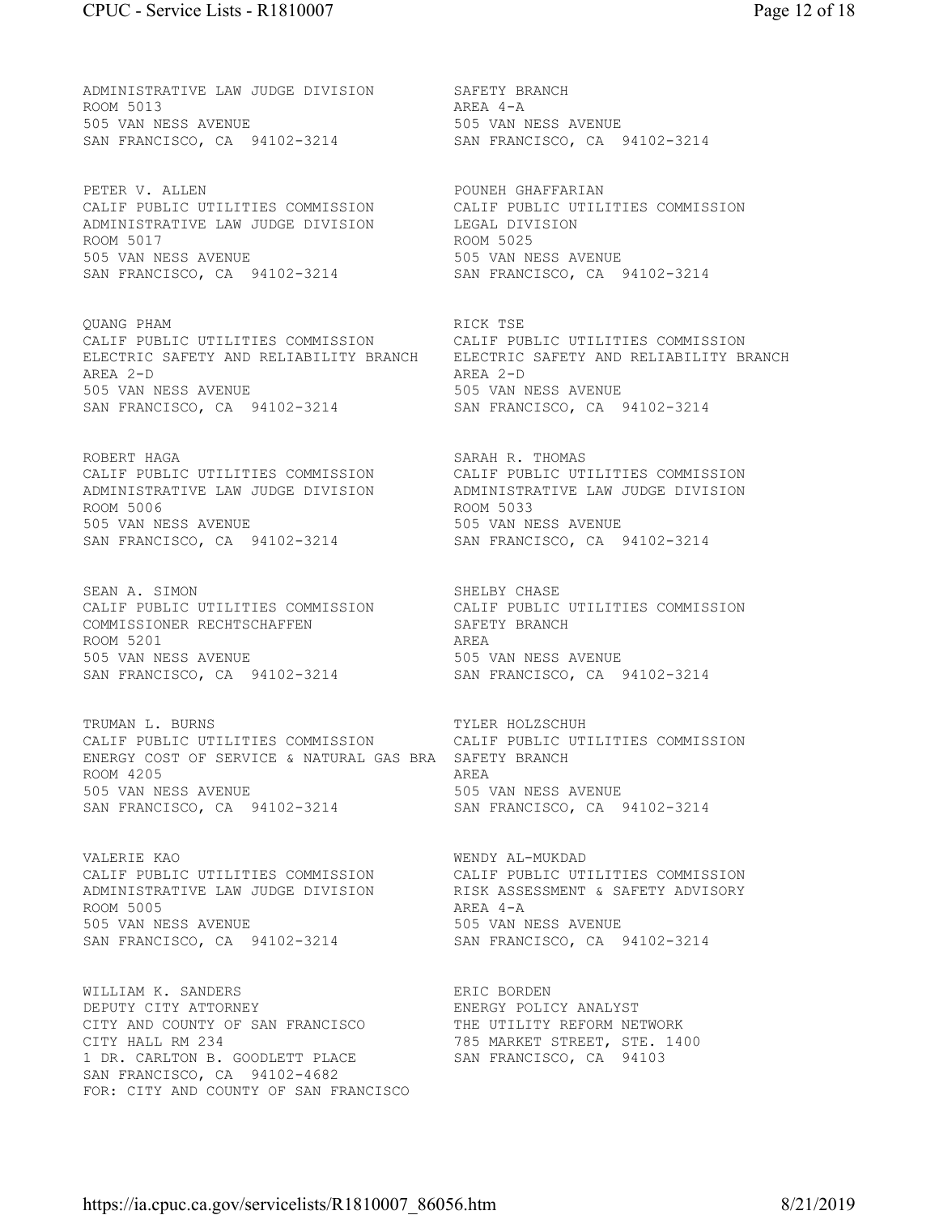ADMINISTRATIVE LAW JUDGE DIVISION
ROOM 5013
505 VAN NESS AVENUE
SAN FRANCISCO, CA 94102-3214

SAFETY BRANCH
AREA 4-A
505 VAN NESS AVENUE
SAN FRANCISCO, CA 94102-3214

PETER V. ALLEN
CALIF PUBLIC UTILITIES COMMISSION
ADMINISTRATIVE LAW JUDGE DIVISION
ROOM 5017
505 VAN NESS AVENUE
SAN FRANCISCO, CA 94102-3214

POUNEH GHAFFARIAN
CALIF PUBLIC UTILITIES COMMISSION
LEGAL DIVISION
ROOM 5025
505 VAN NESS AVENUE
SAN FRANCISCO, CA 94102-3214

QUANG PHAM
CALIF PUBLIC UTILITIES COMMISSION
ELECTRIC SAFETY AND RELIABILITY BRANCH
AREA 2-D
505 VAN NESS AVENUE
SAN FRANCISCO, CA 94102-3214

RICK TSE
CALIF PUBLIC UTILITIES COMMISSION
ELECTRIC SAFETY AND RELIABILITY BRANCH
AREA 2-D
505 VAN NESS AVENUE
SAN FRANCISCO, CA 94102-3214

ROBERT HAGA
CALIF PUBLIC UTILITIES COMMISSION
ADMINISTRATIVE LAW JUDGE DIVISION
ROOM 5006
505 VAN NESS AVENUE
SAN FRANCISCO, CA 94102-3214

SARAH R. THOMAS
CALIF PUBLIC UTILITIES COMMISSION
ADMINISTRATIVE LAW JUDGE DIVISION
ROOM 5033
505 VAN NESS AVENUE
SAN FRANCISCO, CA 94102-3214

SEAN A. SIMON
CALIF PUBLIC UTILITIES COMMISSION
COMMISSIONER RECHTSCHAFFEN
ROOM 5201
505 VAN NESS AVENUE
SAN FRANCISCO, CA 94102-3214

SHELBY CHASE
CALIF PUBLIC UTILITIES COMMISSION
SAFETY BRANCH
AREA
505 VAN NESS AVENUE
SAN FRANCISCO, CA 94102-3214

TRUMAN L. BURNS
CALIF PUBLIC UTILITIES COMMISSION
ENERGY COST OF SERVICE & NATURAL GAS BRA
ROOM 4205
505 VAN NESS AVENUE
SAN FRANCISCO, CA 94102-3214

TYLER HOLZSCHUH
CALIF PUBLIC UTILITIES COMMISSION
SAFETY BRANCH
AREA
505 VAN NESS AVENUE
SAN FRANCISCO, CA 94102-3214

VALERIE KAO
CALIF PUBLIC UTILITIES COMMISSION
ADMINISTRATIVE LAW JUDGE DIVISION
ROOM 5005
505 VAN NESS AVENUE
SAN FRANCISCO, CA 94102-3214

WENDY AL-MUKDAD
CALIF PUBLIC UTILITIES COMMISSION
RISK ASSESSMENT & SAFETY ADVISORY
AREA 4-A
505 VAN NESS AVENUE
SAN FRANCISCO, CA 94102-3214

WILLIAM K. SANDERS
DEPUTY CITY ATTORNEY
CITY AND COUNTY OF SAN FRANCISCO
CITY HALL RM 234
1 DR. CARLTON B. GOODLETT PLACE
SAN FRANCISCO, CA 94102-4682
FOR: CITY AND COUNTY OF SAN FRANCISCO

ERIC BORDEN
ENERGY POLICY ANALYST
THE UTILITY REFORM NETWORK
785 MARKET STREET, STE. 1400
SAN FRANCISCO, CA 94103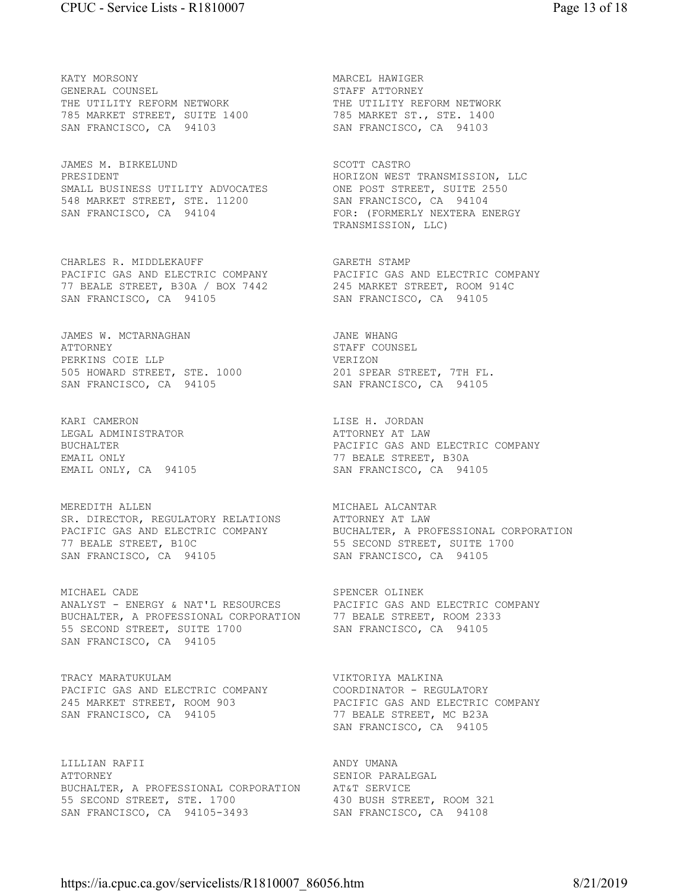KATY MORSONY
GENERAL COUNSEL
THE UTILITY REFORM NETWORK
785 MARKET STREET, SUITE 1400
SAN FRANCISCO, CA 94103

MARCEL HAWIGER
STAFF ATTORNEY
THE UTILITY REFORM NETWORK
785 MARKET ST., STE. 1400
SAN FRANCISCO, CA 94103

JAMES M. BIRKELUND
PRESIDENT
SMALL BUSINESS UTILITY ADVOCATES
548 MARKET STREET, STE. 11200
SAN FRANCISCO, CA 94104

SCOTT CASTRO
HORIZON WEST TRANSMISSION, LLC
ONE POST STREET, SUITE 2550
SAN FRANCISCO, CA 94104
FOR: (FORMERLY NEXTERA ENERGY TRANSMISSION, LLC)

CHARLES R. MIDDLEKAUFF
PACIFIC GAS AND ELECTRIC COMPANY
77 BEALE STREET, B30A / BOX 7442
SAN FRANCISCO, CA 94105

GARETH STAMP
PACIFIC GAS AND ELECTRIC COMPANY
245 MARKET STREET, ROOM 914C
SAN FRANCISCO, CA 94105

JAMES W. MCTARNAGHAN
ATTORNEY
PERKINS COIE LLP
505 HOWARD STREET, STE. 1000
SAN FRANCISCO, CA 94105

JANE WHANG
STAFF COUNSEL
VERIZON
201 SPEAR STREET, 7TH FL.
SAN FRANCISCO, CA 94105

KARI CAMERON
LEGAL ADMINISTRATOR
BUCHALTER
EMAIL ONLY
EMAIL ONLY, CA 94105

LISE H. JORDAN
ATTORNEY AT LAW
PACIFIC GAS AND ELECTRIC COMPANY
77 BEALE STREET, B30A
SAN FRANCISCO, CA 94105

MEREDITH ALLEN
SR. DIRECTOR, REGULATORY RELATIONS
PACIFIC GAS AND ELECTRIC COMPANY
77 BEALE STREET, B10C
SAN FRANCISCO, CA 94105

MICHAEL ALCANTAR
ATTORNEY AT LAW
BUCHALTER, A PROFESSIONAL CORPORATION
55 SECOND STREET, SUITE 1700
SAN FRANCISCO, CA 94105

MICHAEL CADE
ANALYST - ENERGY & NAT'L RESOURCES
BUCHALTER, A PROFESSIONAL CORPORATION
55 SECOND STREET, SUITE 1700
SAN FRANCISCO, CA 94105

SPENCER OLINEK
PACIFIC GAS AND ELECTRIC COMPANY
77 BEALE STREET, ROOM 2333
SAN FRANCISCO, CA 94105

TRACY MARATUKULAM
PACIFIC GAS AND ELECTRIC COMPANY
245 MARKET STREET, ROOM 903
SAN FRANCISCO, CA 94105

VIKTORIYA MALKINA
COORDINATOR - REGULATORY
PACIFIC GAS AND ELECTRIC COMPANY
77 BEALE STREET, MC B23A
SAN FRANCISCO, CA 94105

LILLIAN RAFII
ATTORNEY
BUCHALTER, A PROFESSIONAL CORPORATION
55 SECOND STREET, STE. 1700
SAN FRANCISCO, CA 94105-3493

ANDY UMANA
SENIOR PARALEGAL
AT&T SERVICE
430 BUSH STREET, ROOM 321
SAN FRANCISCO, CA 94108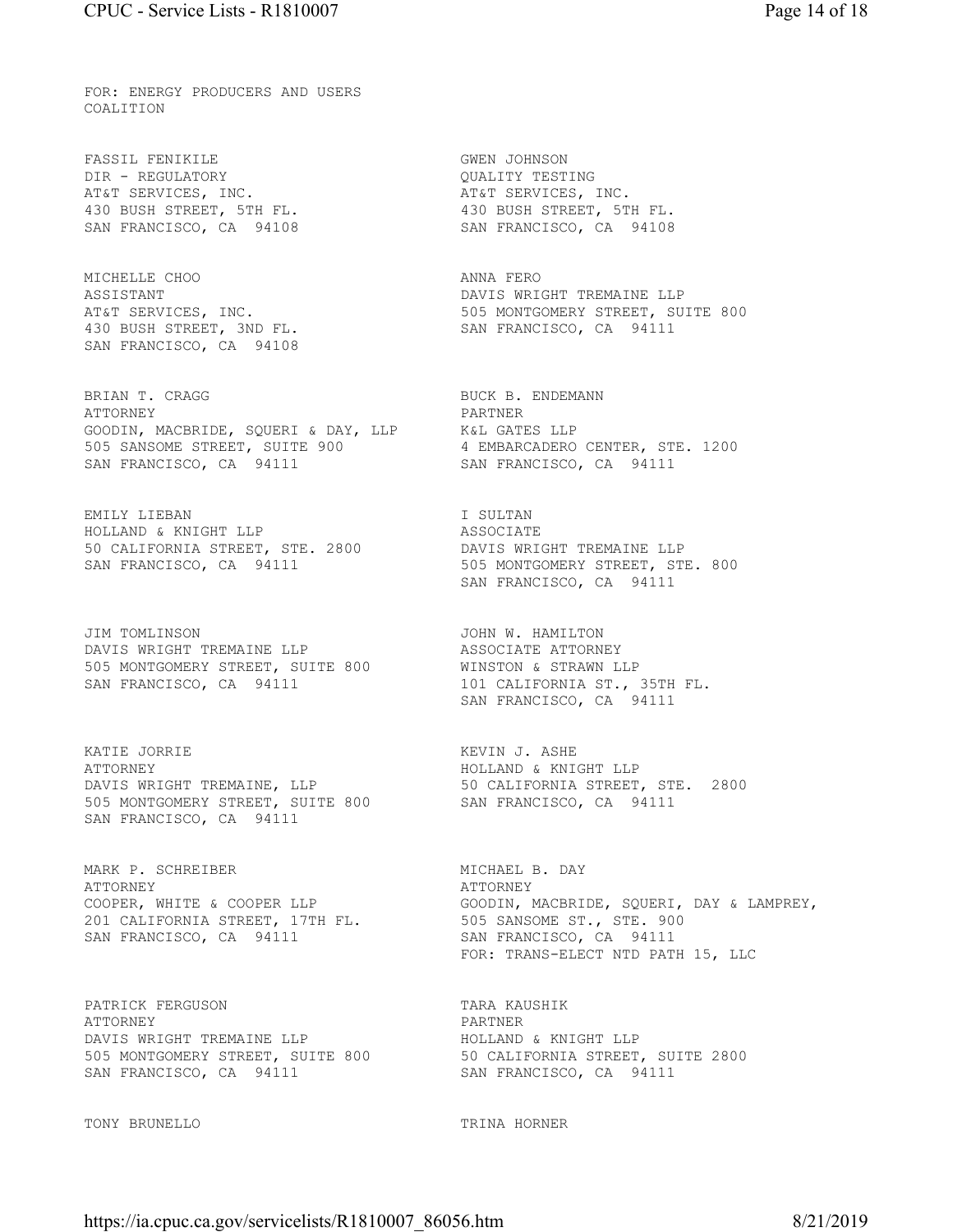FOR: ENERGY PRODUCERS AND USERS COALITION

FASSIL FENIKILE
DIR - REGULATORY
AT&T SERVICES, INC.
430 BUSH STREET, 5TH FL.
SAN FRANCISCO, CA 94108

GWEN JOHNSON
QUALITY TESTING
AT&T SERVICES, INC.
430 BUSH STREET, 5TH FL.
SAN FRANCISCO, CA 94108

MICHELLE CHOO
ASSISTANT
AT&T SERVICES, INC.
430 BUSH STREET, 3ND FL.
SAN FRANCISCO, CA 94108

ANNA FERO
DAVIS WRIGHT TREMAINE LLP
505 MONTGOMERY STREET, SUITE 800
SAN FRANCISCO, CA 94111

BRIAN T. CRAGG
ATTORNEY
GOODIN, MACBRIDE, SQUERI & DAY, LLP
505 SANSOME STREET, SUITE 900
SAN FRANCISCO, CA 94111

BUCK B. ENDEMANN
PARTNER
K&L GATES LLP
4 EMBARCADERO CENTER, STE. 1200
SAN FRANCISCO, CA 94111

EMILY LIEBAN
HOLLAND & KNIGHT LLP
50 CALIFORNIA STREET, STE. 2800
SAN FRANCISCO, CA 94111

I SULTAN
ASSOCIATE
DAVIS WRIGHT TREMAINE LLP
505 MONTGOMERY STREET, STE. 800
SAN FRANCISCO, CA 94111

JIM TOMLINSON
DAVIS WRIGHT TREMAINE LLP
505 MONTGOMERY STREET, SUITE 800
SAN FRANCISCO, CA 94111

JOHN W. HAMILTON
ASSOCIATE ATTORNEY
WINSTON & STRAWN LLP
101 CALIFORNIA ST., 35TH FL.
SAN FRANCISCO, CA 94111

KATIE JORRIE
ATTORNEY
DAVIS WRIGHT TREMAINE, LLP
505 MONTGOMERY STREET, SUITE 800
SAN FRANCISCO, CA 94111

KEVIN J. ASHE
HOLLAND & KNIGHT LLP
50 CALIFORNIA STREET, STE. 2800
SAN FRANCISCO, CA 94111

MARK P. SCHREIBER
ATTORNEY
COOPER, WHITE & COOPER LLP
201 CALIFORNIA STREET, 17TH FL.
SAN FRANCISCO, CA 94111

MICHAEL B. DAY
ATTORNEY
GOODIN, MACBRIDE, SQUERI, DAY & LAMPREY,
505 SANSOME ST., STE. 900
SAN FRANCISCO, CA 94111
FOR: TRANS-ELECT NTD PATH 15, LLC

PATRICK FERGUSON
ATTORNEY
DAVIS WRIGHT TREMAINE LLP
505 MONTGOMERY STREET, SUITE 800
SAN FRANCISCO, CA 94111

TARA KAUSHIK
PARTNER
HOLLAND & KNIGHT LLP
50 CALIFORNIA STREET, SUITE 2800
SAN FRANCISCO, CA 94111

TONY BRUNELLO

TRINA HORNER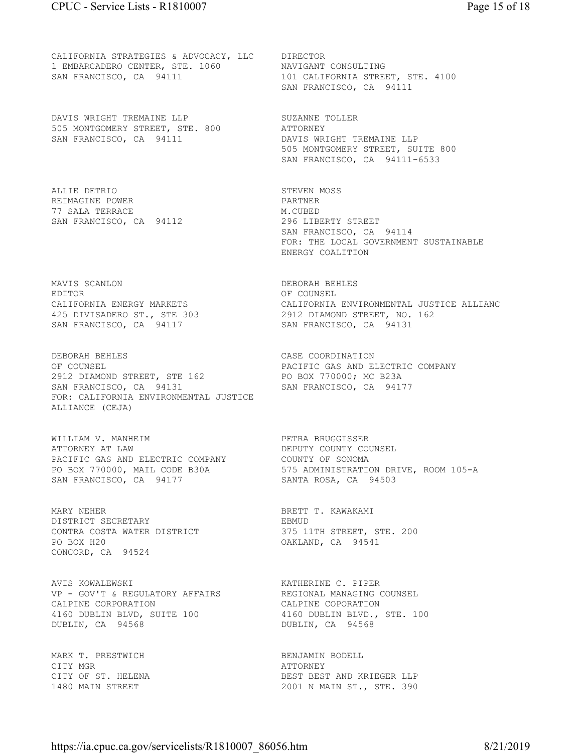CALIFORNIA STRATEGIES & ADVOCACY, LLC
1 EMBARCADERO CENTER, STE. 1060
SAN FRANCISCO, CA 94111

DIRECTOR
NAVIGANT CONSULTING
101 CALIFORNIA STREET, STE. 4100
SAN FRANCISCO, CA 94111

DAVIS WRIGHT TREMAINE LLP
505 MONTGOMERY STREET, STE. 800
SAN FRANCISCO, CA 94111

SUZANNE TOLLER
ATTORNEY
DAVIS WRIGHT TREMAINE LLP
505 MONTGOMERY STREET, SUITE 800
SAN FRANCISCO, CA 94111-6533

ALLIE DETRIO
REIMAGINE POWER
77 SALA TERRACE
SAN FRANCISCO, CA 94112

STEVEN MOSS
PARTNER
M.CUBED
296 LIBERTY STREET
SAN FRANCISCO, CA 94114
FOR: THE LOCAL GOVERNMENT SUSTAINABLE ENERGY COALITION

MAVIS SCANLON
EDITOR
CALIFORNIA ENERGY MARKETS
425 DIVISADERO ST., STE 303
SAN FRANCISCO, CA 94117

DEBORAH BEHLES
OF COUNSEL
CALIFORNIA ENVIRONMENTAL JUSTICE ALLIANC
2912 DIAMOND STREET, NO. 162
SAN FRANCISCO, CA 94131

DEBORAH BEHLES
OF COUNSEL
2912 DIAMOND STREET, STE 162
SAN FRANCISCO, CA 94131
FOR: CALIFORNIA ENVIRONMENTAL JUSTICE ALLIANCE (CEJA)

CASE COORDINATION
PACIFIC GAS AND ELECTRIC COMPANY
PO BOX 770000; MC B23A
SAN FRANCISCO, CA 94177

WILLIAM V. MANHEIM
ATTORNEY AT LAW
PACIFIC GAS AND ELECTRIC COMPANY
PO BOX 770000, MAIL CODE B30A
SAN FRANCISCO, CA 94177

PETRA BRUGGISSER
DEPUTY COUNTY COUNSEL
COUNTY OF SONOMA
575 ADMINISTRATION DRIVE, ROOM 105-A
SANTA ROSA, CA 94503

MARY NEHER
DISTRICT SECRETARY
CONTRA COSTA WATER DISTRICT
PO BOX H20
CONCORD, CA 94524

BRETT T. KAWAKAMI
EBMUD
375 11TH STREET, STE. 200
OAKLAND, CA 94541

AVIS KOWALEWSKI
VP - GOV'T & REGULATORY AFFAIRS
CALPINE CORPORATION
4160 DUBLIN BLVD, SUITE 100
DUBLIN, CA 94568

KATHERINE C. PIPER
REGIONAL MANAGING COUNSEL
CALPINE COPORATION
4160 DUBLIN BLVD., STE. 100
DUBLIN, CA 94568

MARK T. PRESTWICH
CITY MGR
CITY OF ST. HELENA
1480 MAIN STREET

BENJAMIN BODELL
ATTORNEY
BEST BEST AND KRIEGER LLP
2001 N MAIN ST., STE. 390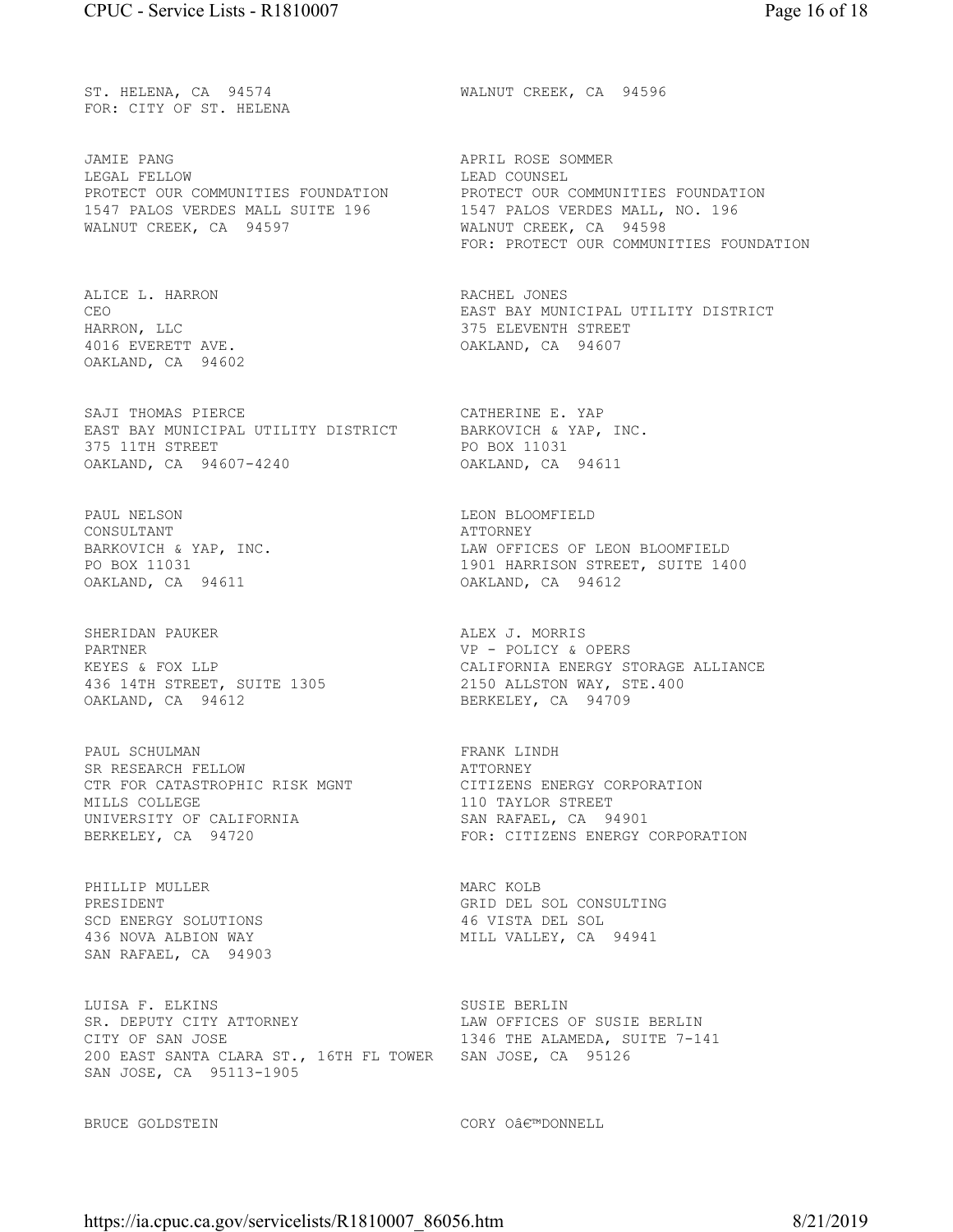ST. HELENA, CA 94574
FOR: CITY OF ST. HELENA

WALNUT CREEK, CA 94596

JAMIE PANG
LEGAL FELLOW
PROTECT OUR COMMUNITIES FOUNDATION
1547 PALOS VERDES MALL SUITE 196
WALNUT CREEK, CA 94597

APRIL ROSE SOMMER
LEAD COUNSEL
PROTECT OUR COMMUNITIES FOUNDATION
1547 PALOS VERDES MALL, NO. 196
WALNUT CREEK, CA 94598
FOR: PROTECT OUR COMMUNITIES FOUNDATION

ALICE L. HARRON
CEO
HARRON, LLC
4016 EVERETT AVE.
OAKLAND, CA 94602

RACHEL JONES
EAST BAY MUNICIPAL UTILITY DISTRICT
375 ELEVENTH STREET
OAKLAND, CA 94607

SAJI THOMAS PIERCE
EAST BAY MUNICIPAL UTILITY DISTRICT
375 11TH STREET
OAKLAND, CA 94607-4240

CATHERINE E. YAP
BARKOVICH & YAP, INC.
PO BOX 11031
OAKLAND, CA 94611

PAUL NELSON
CONSULTANT
BARKOVICH & YAP, INC.
PO BOX 11031
OAKLAND, CA 94611

LEON BLOOMFIELD
ATTORNEY
LAW OFFICES OF LEON BLOOMFIELD
1901 HARRISON STREET, SUITE 1400
OAKLAND, CA 94612

SHERIDAN PAUKER
PARTNER
KEYES & FOX LLP
436 14TH STREET, SUITE 1305
OAKLAND, CA 94612

ALEX J. MORRIS
VP - POLICY & OPERS
CALIFORNIA ENERGY STORAGE ALLIANCE
2150 ALLSTON WAY, STE.400
BERKELEY, CA 94709

PAUL SCHULMAN
SR RESEARCH FELLOW
CTR FOR CATASTROPHIC RISK MGNT
MILLS COLLEGE
UNIVERSITY OF CALIFORNIA
BERKELEY, CA 94720

FRANK LINDH
ATTORNEY
CITIZENS ENERGY CORPORATION
110 TAYLOR STREET
SAN RAFAEL, CA 94901
FOR: CITIZENS ENERGY CORPORATION

PHILLIP MULLER
PRESIDENT
SCD ENERGY SOLUTIONS
436 NOVA ALBION WAY
SAN RAFAEL, CA 94903

MARC KOLB
GRID DEL SOL CONSULTING
46 VISTA DEL SOL
MILL VALLEY, CA 94941

LUISA F. ELKINS
SR. DEPUTY CITY ATTORNEY
CITY OF SAN JOSE
200 EAST SANTA CLARA ST., 16TH FL TOWER
SAN JOSE, CA 95113-1905

SUSIE BERLIN
LAW OFFICES OF SUSIE BERLIN
1346 THE ALAMEDA, SUITE 7-141
SAN JOSE, CA 95126

BRUCE GOLDSTEIN

CORY Oâ€™DONNELL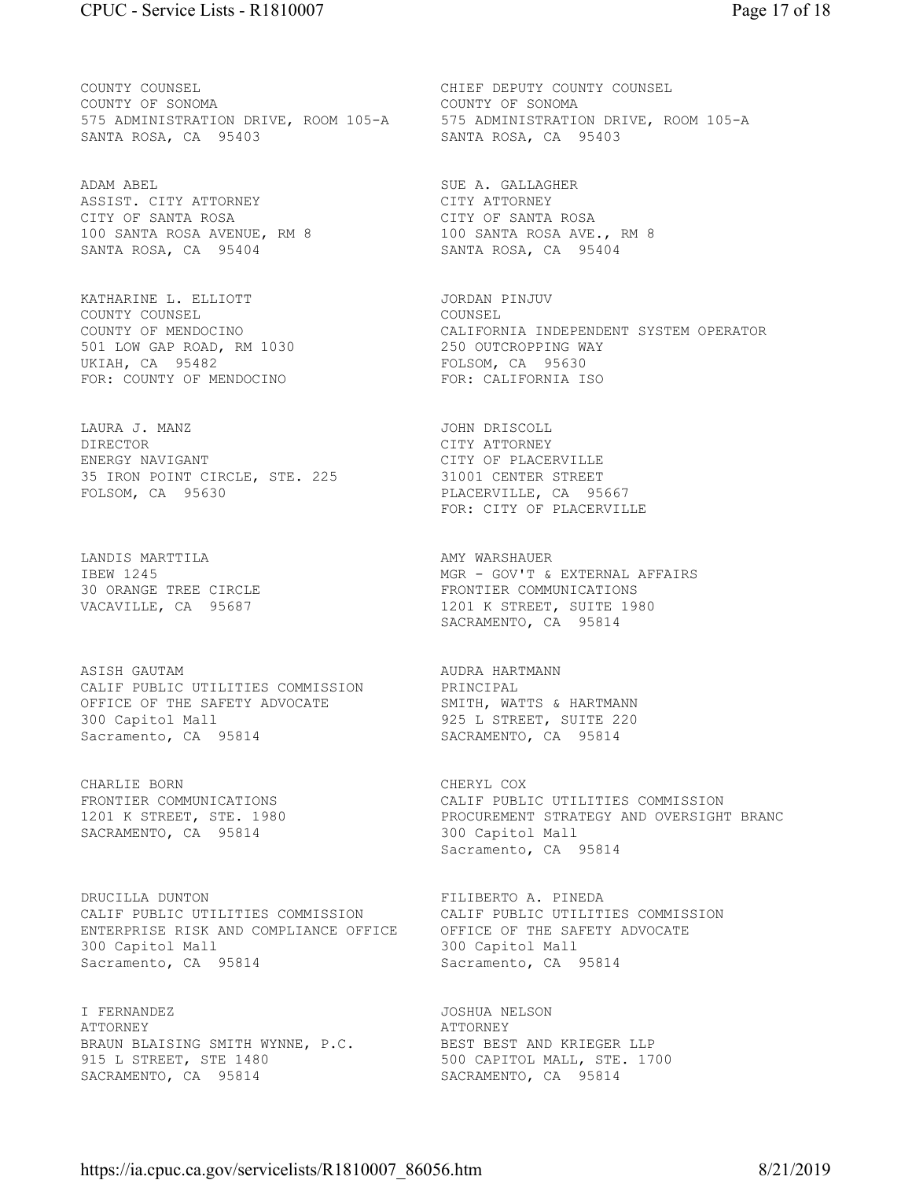COUNTY COUNSEL
COUNTY OF SONOMA
575 ADMINISTRATION DRIVE, ROOM 105-A
SANTA ROSA, CA 95403

CHIEF DEPUTY COUNTY COUNSEL
COUNTY OF SONOMA
575 ADMINISTRATION DRIVE, ROOM 105-A
SANTA ROSA, CA 95403

ADAM ABEL
ASSIST. CITY ATTORNEY
CITY OF SANTA ROSA
100 SANTA ROSA AVENUE, RM 8
SANTA ROSA, CA 95404

SUE A. GALLAGHER
CITY ATTORNEY
CITY OF SANTA ROSA
100 SANTA ROSA AVE., RM 8
SANTA ROSA, CA 95404

KATHARINE L. ELLIOTT
COUNTY COUNSEL
COUNTY OF MENDOCINO
501 LOW GAP ROAD, RM 1030
UKIAH, CA 95482
FOR: COUNTY OF MENDOCINO

JORDAN PINJUV
COUNSEL
CALIFORNIA INDEPENDENT SYSTEM OPERATOR
250 OUTCROPPING WAY
FOLSOM, CA 95630
FOR: CALIFORNIA ISO

LAURA J. MANZ
DIRECTOR
ENERGY NAVIGANT
35 IRON POINT CIRCLE, STE. 225
FOLSOM, CA 95630

JOHN DRISCOLL
CITY ATTORNEY
CITY OF PLACERVILLE
31001 CENTER STREET
PLACERVILLE, CA 95667
FOR: CITY OF PLACERVILLE

LANDIS MARTTILA
IBEW 1245
30 ORANGE TREE CIRCLE
VACAVILLE, CA 95687

AMY WARSHAUER
MGR - GOV'T & EXTERNAL AFFAIRS
FRONTIER COMMUNICATIONS
1201 K STREET, SUITE 1980
SACRAMENTO, CA 95814

ASISH GAUTAM
CALIF PUBLIC UTILITIES COMMISSION
OFFICE OF THE SAFETY ADVOCATE
300 Capitol Mall
Sacramento, CA 95814

AUDRA HARTMANN
PRINCIPAL
SMITH, WATTS & HARTMANN
925 L STREET, SUITE 220
SACRAMENTO, CA 95814

CHARLIE BORN
FRONTIER COMMUNICATIONS
1201 K STREET, STE. 1980
SACRAMENTO, CA 95814

CHERYL COX
CALIF PUBLIC UTILITIES COMMISSION
PROCUREMENT STRATEGY AND OVERSIGHT BRANC
300 Capitol Mall
Sacramento, CA 95814

DRUCILLA DUNTON
CALIF PUBLIC UTILITIES COMMISSION
ENTERPRISE RISK AND COMPLIANCE OFFICE
300 Capitol Mall
Sacramento, CA 95814

FILIBERTO A. PINEDA
CALIF PUBLIC UTILITIES COMMISSION
OFFICE OF THE SAFETY ADVOCATE
300 Capitol Mall
Sacramento, CA 95814

I FERNANDEZ
ATTORNEY
BRAUN BLAISING SMITH WYNNE, P.C.
915 L STREET, STE 1480
SACRAMENTO, CA 95814

JOSHUA NELSON
ATTORNEY
BEST BEST AND KRIEGER LLP
500 CAPITOL MALL, STE. 1700
SACRAMENTO, CA 95814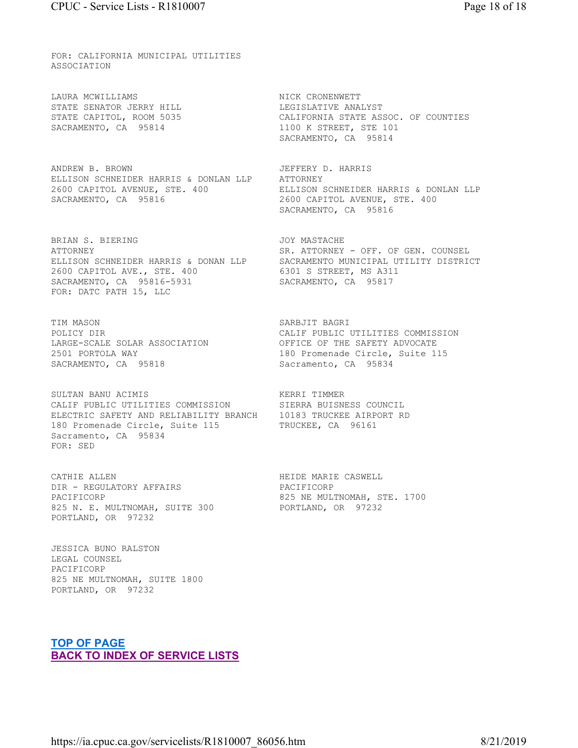FOR: CALIFORNIA MUNICIPAL UTILITIES ASSOCIATION

LAURA MCWILLIAMS
STATE SENATOR JERRY HILL
STATE CAPITOL, ROOM 5035
SACRAMENTO, CA 95814

NICK CRONENWETT
LEGISLATIVE ANALYST
CALIFORNIA STATE ASSOC. OF COUNTIES
1100 K STREET, STE 101
SACRAMENTO, CA 95814

ANDREW B. BROWN
ELLISON SCHNEIDER HARRIS & DONLAN LLP
2600 CAPITOL AVENUE, STE. 400
SACRAMENTO, CA 95816

JEFFERY D. HARRIS
ATTORNEY
ELLISON SCHNEIDER HARRIS & DONLAN LLP
2600 CAPITOL AVENUE, STE. 400
SACRAMENTO, CA 95816

BRIAN S. BIERING
ATTORNEY
ELLISON SCHNEIDER HARRIS & DONAN LLP
2600 CAPITOL AVE., STE. 400
SACRAMENTO, CA 95816-5931
FOR: DATC PATH 15, LLC

JOY MASTACHE
SR. ATTORNEY - OFF. OF GEN. COUNSEL
SACRAMENTO MUNICIPAL UTILITY DISTRICT
6301 S STREET, MS A311
SACRAMENTO, CA 95817

TIM MASON
POLICY DIR
LARGE-SCALE SOLAR ASSOCIATION
2501 PORTOLA WAY
SACRAMENTO, CA 95818

SARBJIT BAGRI
CALIF PUBLIC UTILITIES COMMISSION
OFFICE OF THE SAFETY ADVOCATE
180 Promenade Circle, Suite 115
Sacramento, CA 95834

SULTAN BANU ACIMIS
CALIF PUBLIC UTILITIES COMMISSION
ELECTRIC SAFETY AND RELIABILITY BRANCH
180 Promenade Circle, Suite 115
Sacramento, CA 95834
FOR: SED

KERRI TIMMER
SIERRA BUISNESS COUNCIL
10183 TRUCKEE AIRPORT RD
TRUCKEE, CA 96161

CATHIE ALLEN
DIR - REGULATORY AFFAIRS
PACIFICORP
825 N. E. MULTNOMAH, SUITE 300
PORTLAND, OR 97232

HEIDE MARIE CASWELL
PACIFICORP
825 NE MULTNOMAH, STE. 1700
PORTLAND, OR 97232

JESSICA BUNO RALSTON
LEGAL COUNSEL
PACIFICORP
825 NE MULTNOMAH, SUITE 1800
PORTLAND, OR 97232

**TOP OF PAGE**
**BACK TO INDEX OF SERVICE LISTS**